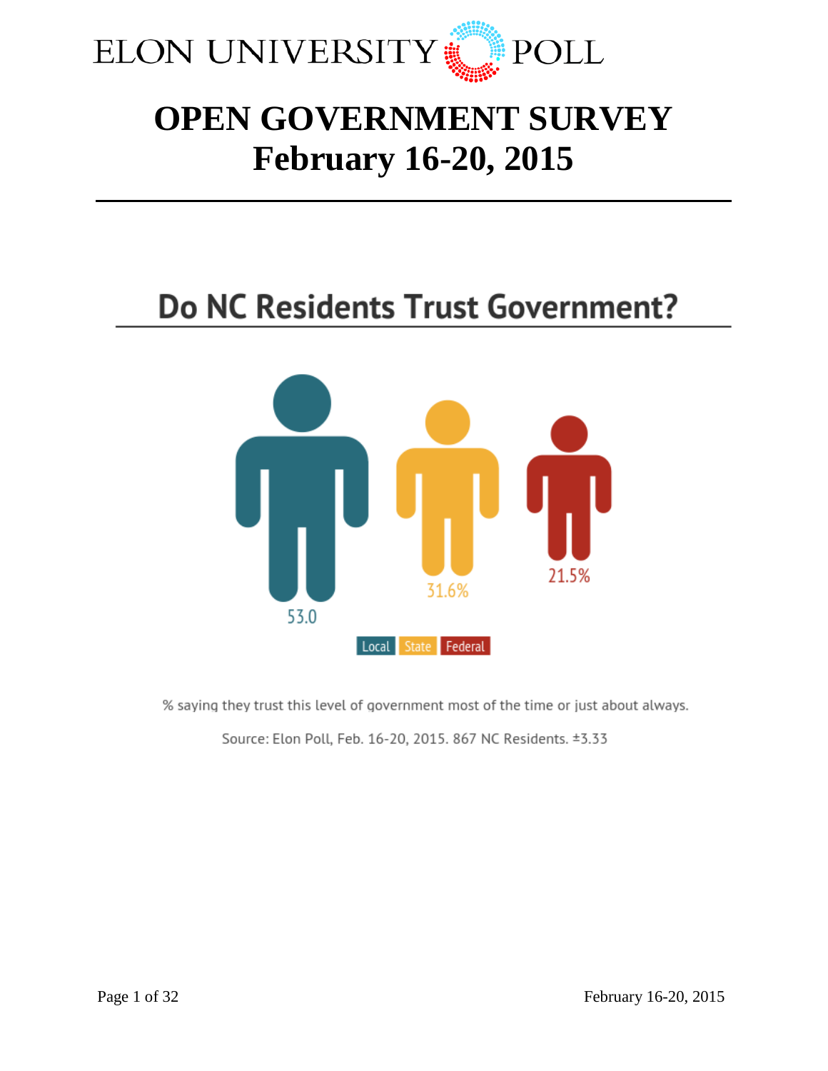# ELON UNIVERSITY POLL

# OPEN GOVERNMENT SURVEY
# February 16-20, 2015

## Do NC Residents Trust Government?

53.0

31.6%

21.5%

Local | State | Federal

% saying they trust this level of government most of the time or just about always.

Source: Elon Poll, Feb. 16-20, 2015. 867 NC Residents. ±3.33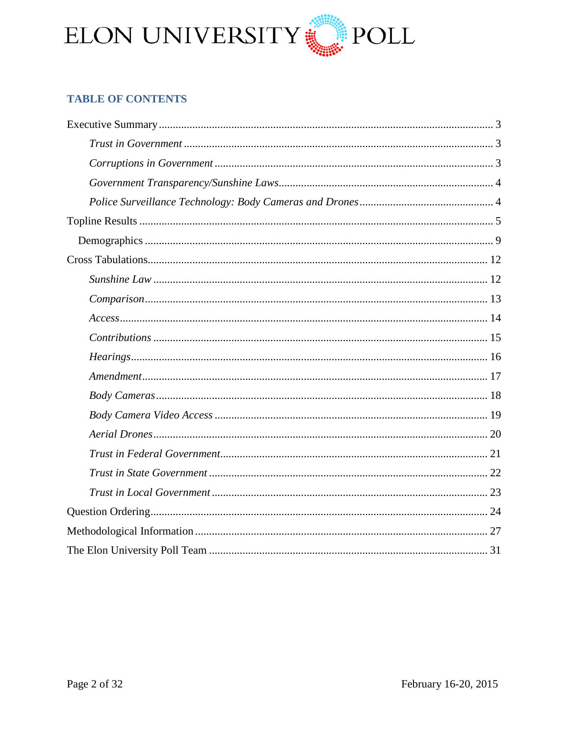## TABLE OF CONTENTS

Executive Summary ..................................................................................................................... 3

  *Trust in Government* ............................................................................................................. 3

  *Corruptions in Government* .................................................................................................. 3

  *Government Transparency/Sunshine Laws*............................................................................ 4

  *Police Surveillance Technology: Body Cameras and Drones* ............................................... 4

Topline Results ........................................................................................................................... 5

 Demographics ......................................................................................................................... 9

Cross Tabulations....................................................................................................................... 12

  *Sunshine Law* ..................................................................................................................... 12

  *Comparison*......................................................................................................................... 13

  *Access*................................................................................................................................. 14

  *Contributions* ...................................................................................................................... 15

  *Hearings*.............................................................................................................................. 16

  *Amendment*......................................................................................................................... 17

  *Body Cameras*..................................................................................................................... 18

  *Body Camera Video Access* ................................................................................................ 19

  *Aerial Drones*...................................................................................................................... 20

  *Trust in Federal Government*.............................................................................................. 21

  *Trust in State Government* .................................................................................................. 22

  *Trust in Local Government* ................................................................................................. 23

Question Ordering....................................................................................................................... 24

Methodological Information ...................................................................................................... 27

The Elon University Poll Team .................................................................................................. 31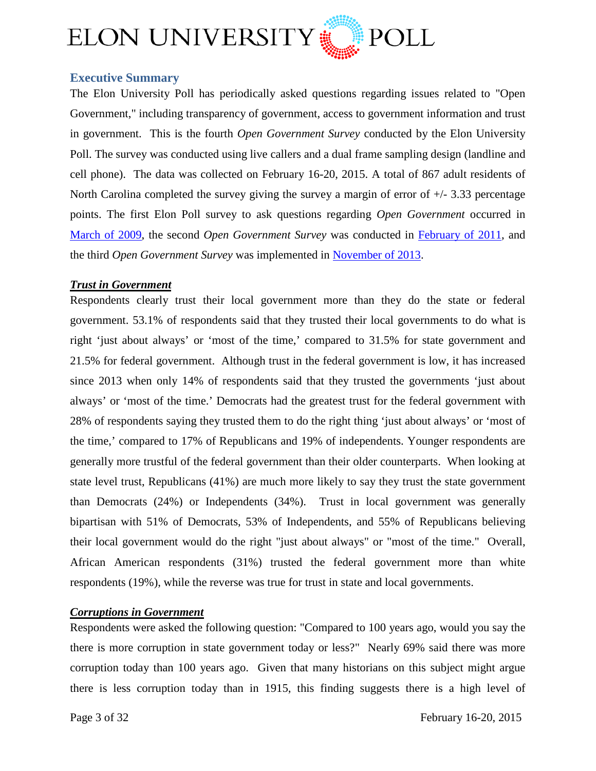## Executive Summary

The Elon University Poll has periodically asked questions regarding issues related to "Open Government," including transparency of government, access to government information and trust in government. This is the fourth *Open Government Survey* conducted by the Elon University Poll. The survey was conducted using live callers and a dual frame sampling design (landline and cell phone). The data was collected on February 16-20, 2015. A total of 867 adult residents of North Carolina completed the survey giving the survey a margin of error of +/- 3.33 percentage points. The first Elon Poll survey to ask questions regarding *Open Government* occurred in March of 2009, the second *Open Government Survey* was conducted in February of 2011, and the third *Open Government Survey* was implemented in November of 2013.

### ***Trust in Government***

Respondents clearly trust their local government more than they do the state or federal government. 53.1% of respondents said that they trusted their local governments to do what is right 'just about always' or 'most of the time,' compared to 31.5% for state government and 21.5% for federal government. Although trust in the federal government is low, it has increased since 2013 when only 14% of respondents said that they trusted the governments 'just about always' or 'most of the time.' Democrats had the greatest trust for the federal government with 28% of respondents saying they trusted them to do the right thing 'just about always' or 'most of the time,' compared to 17% of Republicans and 19% of independents. Younger respondents are generally more trustful of the federal government than their older counterparts. When looking at state level trust, Republicans (41%) are much more likely to say they trust the state government than Democrats (24%) or Independents (34%). Trust in local government was generally bipartisan with 51% of Democrats, 53% of Independents, and 55% of Republicans believing their local government would do the right "just about always" or "most of the time." Overall, African American respondents (31%) trusted the federal government more than white respondents (19%), while the reverse was true for trust in state and local governments.

### ***Corruptions in Government***

Respondents were asked the following question: "Compared to 100 years ago, would you say the there is more corruption in state government today or less?" Nearly 69% said there was more corruption today than 100 years ago. Given that many historians on this subject might argue there is less corruption today than in 1915, this finding suggests there is a high level of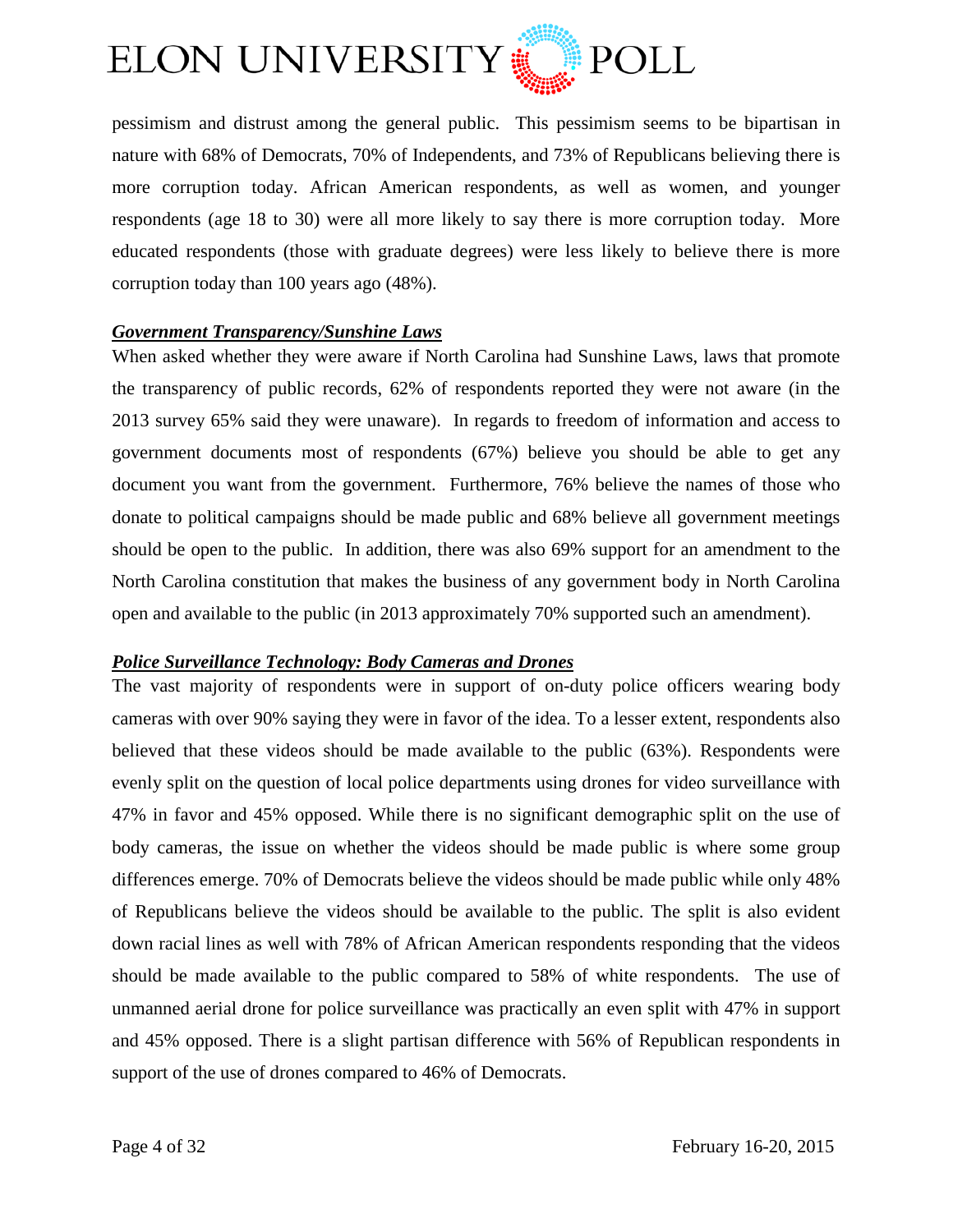pessimism and distrust among the general public. This pessimism seems to be bipartisan in nature with 68% of Democrats, 70% of Independents, and 73% of Republicans believing there is more corruption today. African American respondents, as well as women, and younger respondents (age 18 to 30) were all more likely to say there is more corruption today. More educated respondents (those with graduate degrees) were less likely to believe there is more corruption today than 100 years ago (48%).

***Government Transparency/Sunshine Laws***

When asked whether they were aware if North Carolina had Sunshine Laws, laws that promote the transparency of public records, 62% of respondents reported they were not aware (in the 2013 survey 65% said they were unaware). In regards to freedom of information and access to government documents most of respondents (67%) believe you should be able to get any document you want from the government. Furthermore, 76% believe the names of those who donate to political campaigns should be made public and 68% believe all government meetings should be open to the public. In addition, there was also 69% support for an amendment to the North Carolina constitution that makes the business of any government body in North Carolina open and available to the public (in 2013 approximately 70% supported such an amendment).

***Police Surveillance Technology: Body Cameras and Drones***

The vast majority of respondents were in support of on-duty police officers wearing body cameras with over 90% saying they were in favor of the idea. To a lesser extent, respondents also believed that these videos should be made available to the public (63%). Respondents were evenly split on the question of local police departments using drones for video surveillance with 47% in favor and 45% opposed. While there is no significant demographic split on the use of body cameras, the issue on whether the videos should be made public is where some group differences emerge. 70% of Democrats believe the videos should be made public while only 48% of Republicans believe the videos should be available to the public. The split is also evident down racial lines as well with 78% of African American respondents responding that the videos should be made available to the public compared to 58% of white respondents. The use of unmanned aerial drone for police surveillance was practically an even split with 47% in support and 45% opposed. There is a slight partisan difference with 56% of Republican respondents in support of the use of drones compared to 46% of Democrats.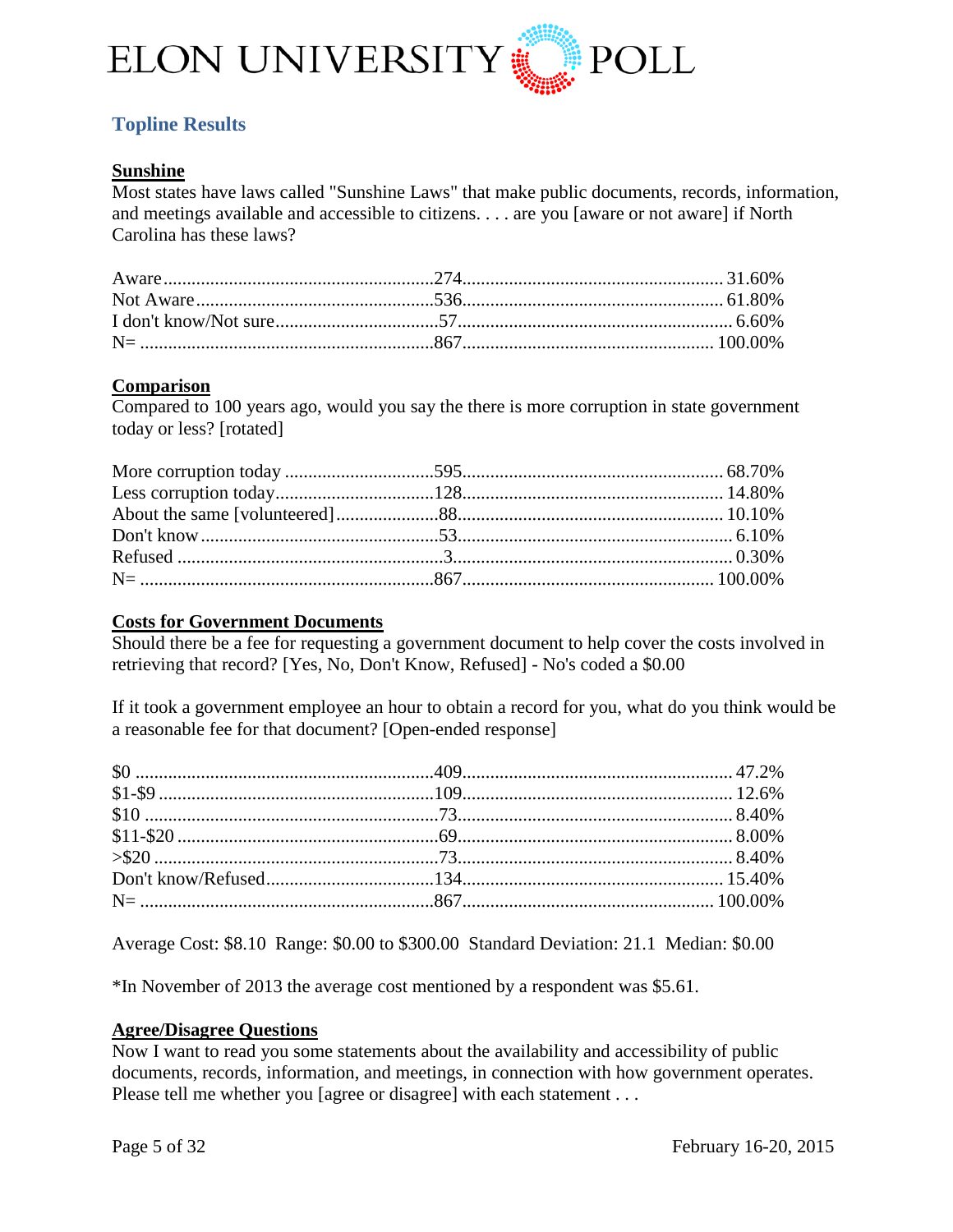## Topline Results

### Sunshine

Most states have laws called "Sunshine Laws" that make public documents, records, information, and meetings available and accessible to citizens. . . . are you [aware or not aware] if North Carolina has these laws?

| Response | Count | Percent |
|---|---|---|
| Aware | 274 | 31.60% |
| Not Aware | 536 | 61.80% |
| I don't know/Not sure | 57 | 6.60% |
| N= | 867 | 100.00% |

### Comparison

Compared to 100 years ago, would you say the there is more corruption in state government today or less? [rotated]

| Response | Count | Percent |
|---|---|---|
| More corruption today | 595 | 68.70% |
| Less corruption today | 128 | 14.80% |
| About the same [volunteered] | 88 | 10.10% |
| Don't know | 53 | 6.10% |
| Refused | 3 | 0.30% |
| N= | 867 | 100.00% |

### Costs for Government Documents

Should there be a fee for requesting a government document to help cover the costs involved in retrieving that record? [Yes, No, Don't Know, Refused] - No's coded a $0.00

If it took a government employee an hour to obtain a record for you, what do you think would be a reasonable fee for that document? [Open-ended response]

| Response | Count | Percent |
|---|---|---|
| $0 | 409 | 47.2% |
| $1-$9 | 109 | 12.6% |
| $10 | 73 | 8.40% |
| $11-$20 | 69 | 8.00% |
| >$20 | 73 | 8.40% |
| Don't know/Refused | 134 | 15.40% |
| N= | 867 | 100.00% |

Average Cost: $8.10 Range: $0.00 to $300.00 Standard Deviation: 21.1 Median: $0.00

*In November of 2013 the average cost mentioned by a respondent was $5.61.

### Agree/Disagree Questions

Now I want to read you some statements about the availability and accessibility of public documents, records, information, and meetings, in connection with how government operates. Please tell me whether you [agree or disagree] with each statement . . .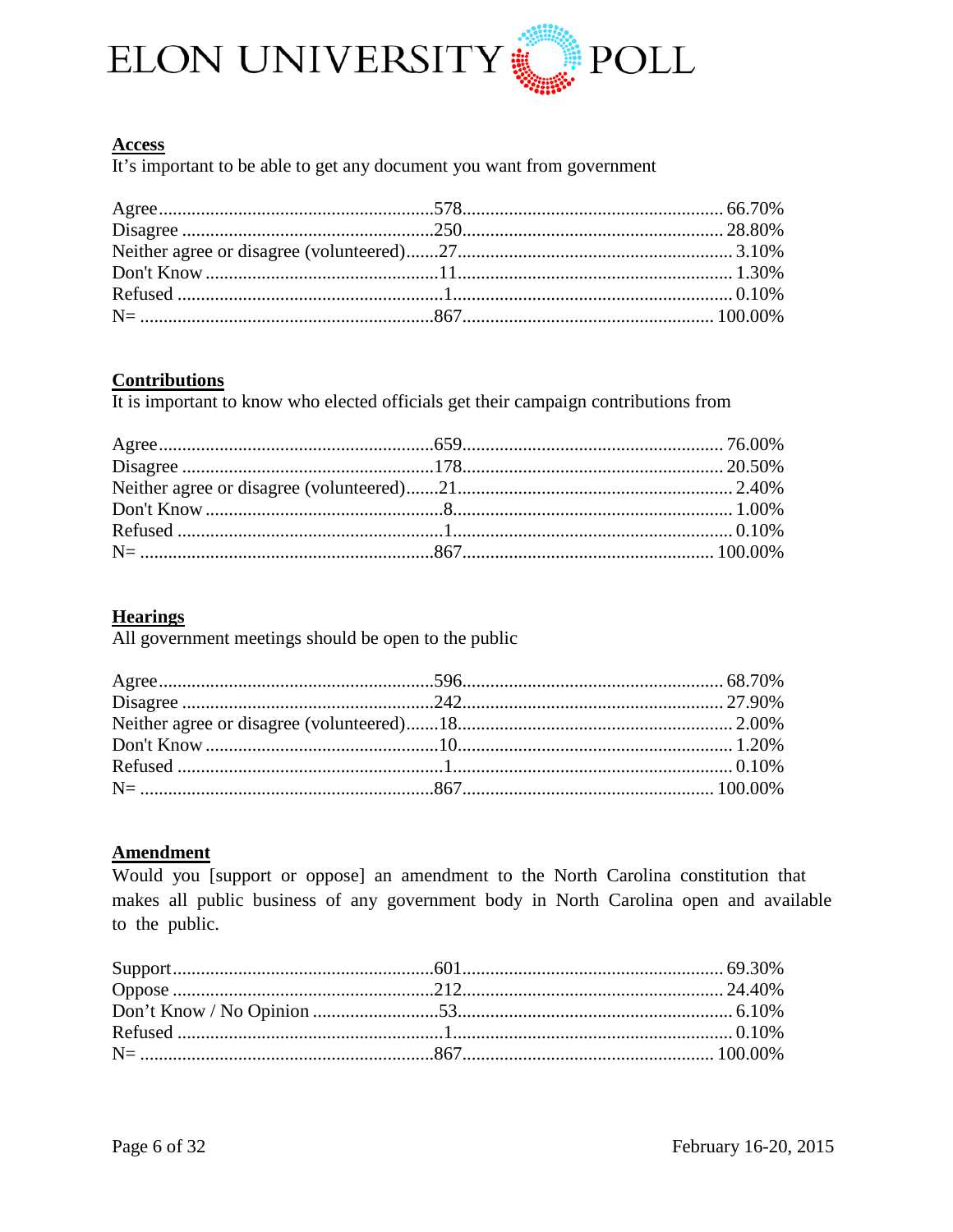### Access

It's important to be able to get any document you want from government

| | | |
|---|---|---|
| Agree | 578 | 66.70% |
| Disagree | 250 | 28.80% |
| Neither agree or disagree (volunteered) | 27 | 3.10% |
| Don't Know | 11 | 1.30% |
| Refused | 1 | 0.10% |
| N= | 867 | 100.00% |

### Contributions

It is important to know who elected officials get their campaign contributions from

| | | |
|---|---|---|
| Agree | 659 | 76.00% |
| Disagree | 178 | 20.50% |
| Neither agree or disagree (volunteered) | 21 | 2.40% |
| Don't Know | 8 | 1.00% |
| Refused | 1 | 0.10% |
| N= | 867 | 100.00% |

### Hearings

All government meetings should be open to the public

| | | |
|---|---|---|
| Agree | 596 | 68.70% |
| Disagree | 242 | 27.90% |
| Neither agree or disagree (volunteered) | 18 | 2.00% |
| Don't Know | 10 | 1.20% |
| Refused | 1 | 0.10% |
| N= | 867 | 100.00% |

### Amendment

Would you [support or oppose] an amendment to the North Carolina constitution that makes all public business of any government body in North Carolina open and available to the public.

| | | |
|---|---|---|
| Support | 601 | 69.30% |
| Oppose | 212 | 24.40% |
| Don't Know / No Opinion | 53 | 6.10% |
| Refused | 1 | 0.10% |
| N= | 867 | 100.00% |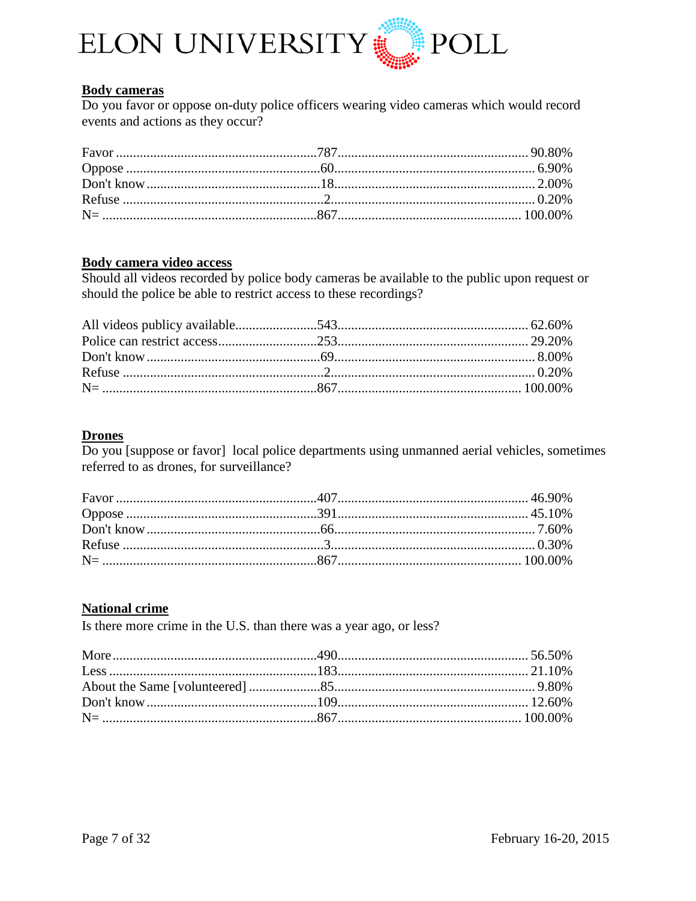## Body cameras

Do you favor or oppose on-duty police officers wearing video cameras which would record events and actions as they occur?

| Response | N | % |
|---|---|---|
| Favor | 787 | 90.80% |
| Oppose | 60 | 6.90% |
| Don't know | 18 | 2.00% |
| Refuse | 2 | 0.20% |
| N= | 867 | 100.00% |

## Body camera video access

Should all videos recorded by police body cameras be available to the public upon request or should the police be able to restrict access to these recordings?

| Response | N | % |
|---|---|---|
| All videos publicy available | 543 | 62.60% |
| Police can restrict access | 253 | 29.20% |
| Don't know | 69 | 8.00% |
| Refuse | 2 | 0.20% |
| N= | 867 | 100.00% |

## Drones

Do you [suppose or favor] local police departments using unmanned aerial vehicles, sometimes referred to as drones, for surveillance?

| Response | N | % |
|---|---|---|
| Favor | 407 | 46.90% |
| Oppose | 391 | 45.10% |
| Don't know | 66 | 7.60% |
| Refuse | 3 | 0.30% |
| N= | 867 | 100.00% |

## National crime

Is there more crime in the U.S. than there was a year ago, or less?

| Response | N | % |
|---|---|---|
| More | 490 | 56.50% |
| Less | 183 | 21.10% |
| About the Same [volunteered] | 85 | 9.80% |
| Don't know | 109 | 12.60% |
| N= | 867 | 100.00% |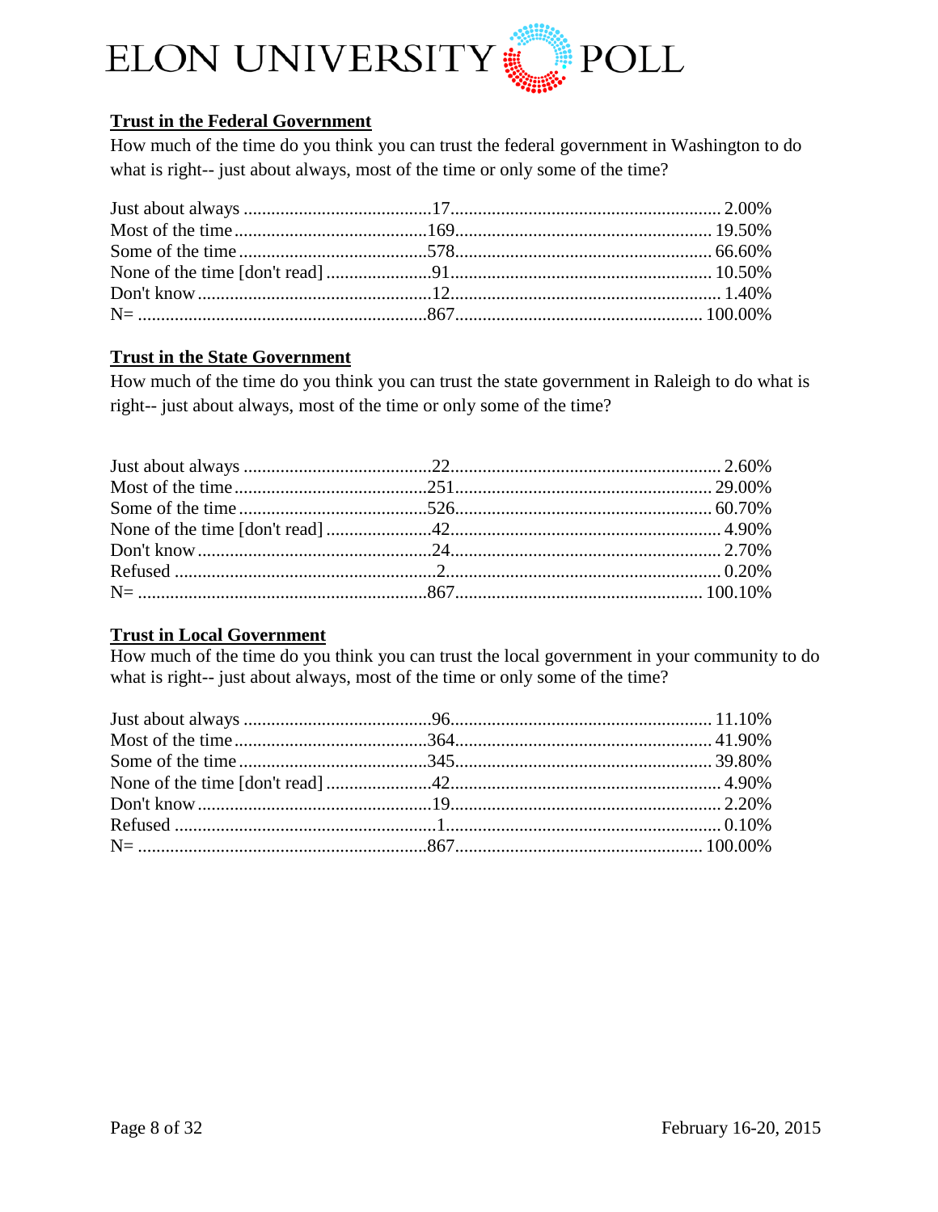## Trust in the Federal Government

How much of the time do you think you can trust the federal government in Washington to do what is right-- just about always, most of the time or only some of the time?

| Response | Count | Percent |
|---|---|---|
| Just about always | 17 | 2.00% |
| Most of the time | 169 | 19.50% |
| Some of the time | 578 | 66.60% |
| None of the time [don't read] | 91 | 10.50% |
| Don't know | 12 | 1.40% |
| N= | 867 | 100.00% |

## Trust in the State Government

How much of the time do you think you can trust the state government in Raleigh to do what is right-- just about always, most of the time or only some of the time?

| Response | Count | Percent |
|---|---|---|
| Just about always | 22 | 2.60% |
| Most of the time | 251 | 29.00% |
| Some of the time | 526 | 60.70% |
| None of the time [don't read] | 42 | 4.90% |
| Don't know | 24 | 2.70% |
| Refused | 2 | 0.20% |
| N= | 867 | 100.10% |

## Trust in Local Government

How much of the time do you think you can trust the local government in your community to do what is right-- just about always, most of the time or only some of the time?

| Response | Count | Percent |
|---|---|---|
| Just about always | 96 | 11.10% |
| Most of the time | 364 | 41.90% |
| Some of the time | 345 | 39.80% |
| None of the time [don't read] | 42 | 4.90% |
| Don't know | 19 | 2.20% |
| Refused | 1 | 0.10% |
| N= | 867 | 100.00% |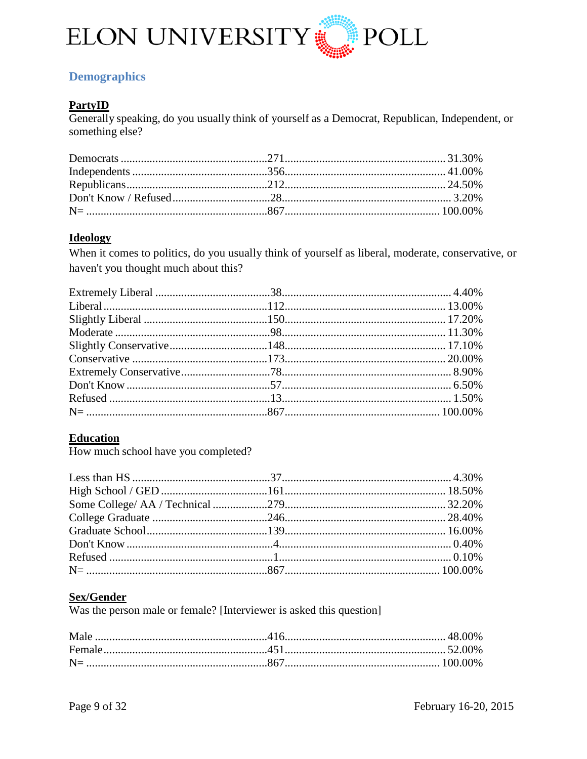## Demographics

### PartyID

Generally speaking, do you usually think of yourself as a Democrat, Republican, Independent, or something else?

| | | |
|---|---|---|
| Democrats | 271 | 31.30% |
| Independents | 356 | 41.00% |
| Republicans | 212 | 24.50% |
| Don't Know / Refused | 28 | 3.20% |
| N= | 867 | 100.00% |

### Ideology

When it comes to politics, do you usually think of yourself as liberal, moderate, conservative, or haven't you thought much about this?

| | | |
|---|---|---|
| Extremely Liberal | 38 | 4.40% |
| Liberal | 112 | 13.00% |
| Slightly Liberal | 150 | 17.20% |
| Moderate | 98 | 11.30% |
| Slightly Conservative | 148 | 17.10% |
| Conservative | 173 | 20.00% |
| Extremely Conservative | 78 | 8.90% |
| Don't Know | 57 | 6.50% |
| Refused | 13 | 1.50% |
| N= | 867 | 100.00% |

### Education

How much school have you completed?

| | | |
|---|---|---|
| Less than HS | 37 | 4.30% |
| High School / GED | 161 | 18.50% |
| Some College/ AA / Technical | 279 | 32.20% |
| College Graduate | 246 | 28.40% |
| Graduate School | 139 | 16.00% |
| Don't Know | 4 | 0.40% |
| Refused | 1 | 0.10% |
| N= | 867 | 100.00% |

### Sex/Gender

Was the person male or female? [Interviewer is asked this question]

| | | |
|---|---|---|
| Male | 416 | 48.00% |
| Female | 451 | 52.00% |
| N= | 867 | 100.00% |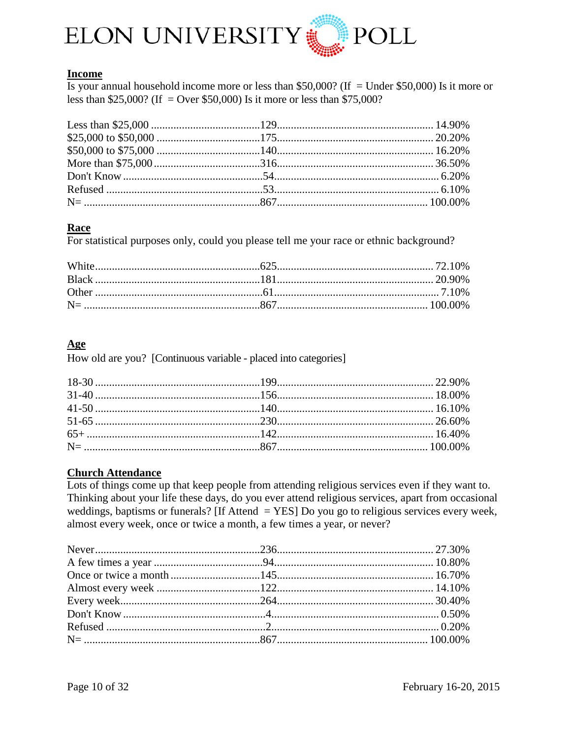## Income

Is your annual household income more or less than $50,000? (If = Under $50,000) Is it more or less than $25,000? (If = Over $50,000) Is it more or less than $75,000?

| | | |
|---|---|---|
| Less than $25,000 | 129 | 14.90% |
| $25,000 to $50,000 | 175 | 20.20% |
| $50,000 to $75,000 | 140 | 16.20% |
| More than $75,000 | 316 | 36.50% |
| Don't Know | 54 | 6.20% |
| Refused | 53 | 6.10% |
| N= | 867 | 100.00% |

## Race

For statistical purposes only, could you please tell me your race or ethnic background?

| | | |
|---|---|---|
| White | 625 | 72.10% |
| Black | 181 | 20.90% |
| Other | 61 | 7.10% |
| N= | 867 | 100.00% |

## Age

How old are you? [Continuous variable - placed into categories]

| | | |
|---|---|---|
| 18-30 | 199 | 22.90% |
| 31-40 | 156 | 18.00% |
| 41-50 | 140 | 16.10% |
| 51-65 | 230 | 26.60% |
| 65+ | 142 | 16.40% |
| N= | 867 | 100.00% |

## Church Attendance

Lots of things come up that keep people from attending religious services even if they want to. Thinking about your life these days, do you ever attend religious services, apart from occasional weddings, baptisms or funerals? [If Attend = YES] Do you go to religious services every week, almost every week, once or twice a month, a few times a year, or never?

| | | |
|---|---|---|
| Never | 236 | 27.30% |
| A few times a year | 94 | 10.80% |
| Once or twice a month | 145 | 16.70% |
| Almost every week | 122 | 14.10% |
| Every week | 264 | 30.40% |
| Don't Know | 4 | 0.50% |
| Refused | 2 | 0.20% |
| N= | 867 | 100.00% |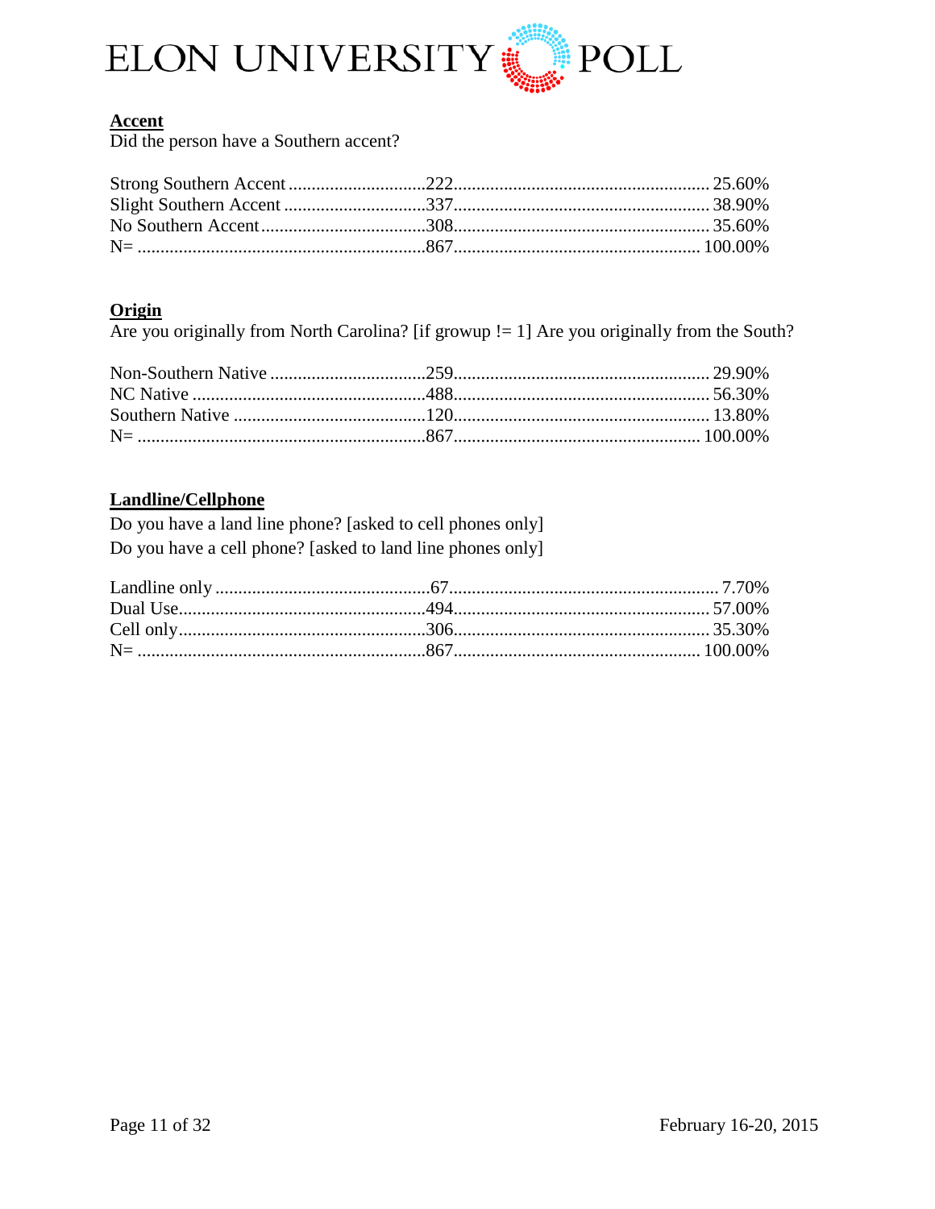**Accent**

Did the person have a Southern accent?

| | | |
|---|---|---|
| Strong Southern Accent | 222 | 25.60% |
| Slight Southern Accent | 337 | 38.90% |
| No Southern Accent | 308 | 35.60% |
| N= | 867 | 100.00% |

**Origin**

Are you originally from North Carolina? [if growup != 1] Are you originally from the South?

| | | |
|---|---|---|
| Non-Southern Native | 259 | 29.90% |
| NC Native | 488 | 56.30% |
| Southern Native | 120 | 13.80% |
| N= | 867 | 100.00% |

**Landline/Cellphone**

Do you have a land line phone? [asked to cell phones only]
Do you have a cell phone? [asked to land line phones only]

| | | |
|---|---|---|
| Landline only | 67 | 7.70% |
| Dual Use | 494 | 57.00% |
| Cell only | 306 | 35.30% |
| N= | 867 | 100.00% |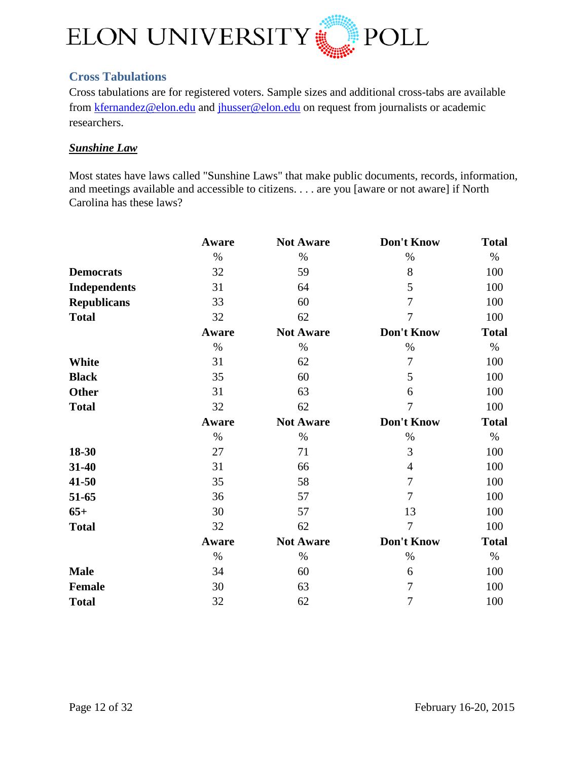## Cross Tabulations

Cross tabulations are for registered voters. Sample sizes and additional cross-tabs are available from kfernandez@elon.edu and jhusser@elon.edu on request from journalists or academic researchers.

### ***Sunshine Law***

Most states have laws called "Sunshine Laws" that make public documents, records, information, and meetings available and accessible to citizens. . . . are you [aware or not aware] if North Carolina has these laws?

| | Aware | Not Aware | Don't Know | Total |
|---|---|---|---|---|
| | % | % | % | % |
| **Democrats** | 32 | 59 | 8 | 100 |
| **Independents** | 31 | 64 | 5 | 100 |
| **Republicans** | 33 | 60 | 7 | 100 |
| **Total** | 32 | 62 | 7 | 100 |
| | **Aware** | **Not Aware** | **Don't Know** | **Total** |
| | % | % | % | % |
| **White** | 31 | 62 | 7 | 100 |
| **Black** | 35 | 60 | 5 | 100 |
| **Other** | 31 | 63 | 6 | 100 |
| **Total** | 32 | 62 | 7 | 100 |
| | **Aware** | **Not Aware** | **Don't Know** | **Total** |
| | % | % | % | % |
| **18-30** | 27 | 71 | 3 | 100 |
| **31-40** | 31 | 66 | 4 | 100 |
| **41-50** | 35 | 58 | 7 | 100 |
| **51-65** | 36 | 57 | 7 | 100 |
| **65+** | 30 | 57 | 13 | 100 |
| **Total** | 32 | 62 | 7 | 100 |
| | **Aware** | **Not Aware** | **Don't Know** | **Total** |
| | % | % | % | % |
| **Male** | 34 | 60 | 6 | 100 |
| **Female** | 30 | 63 | 7 | 100 |
| **Total** | 32 | 62 | 7 | 100 |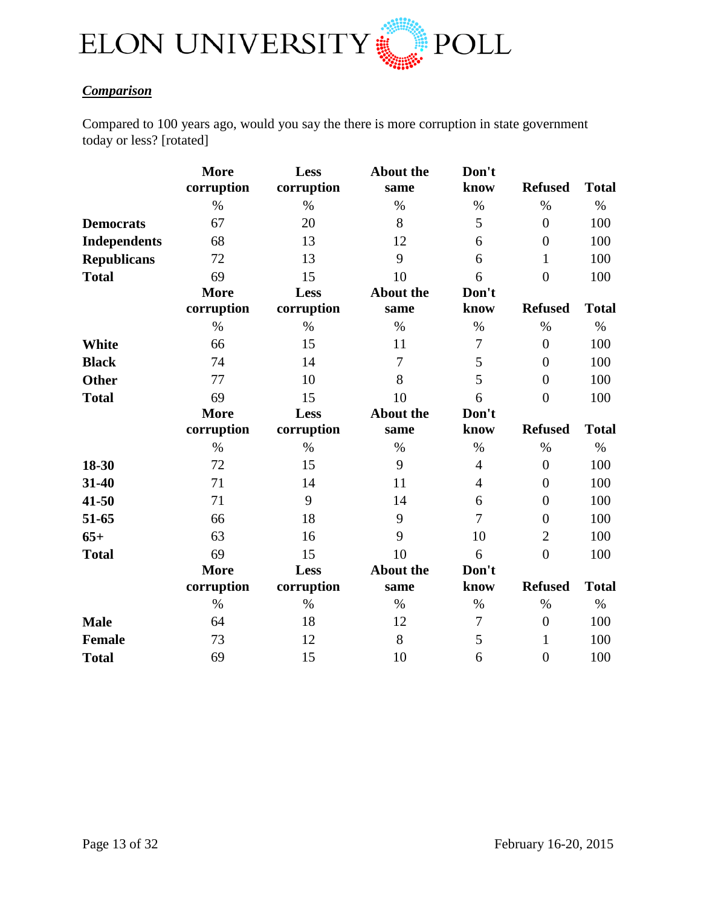***Comparison***

Compared to 100 years ago, would you say the there is more corruption in state government today or less? [rotated]

| | More corruption | Less corruption | About the same | Don't know | Refused | Total |
|---|---|---|---|---|---|---|
| | % | % | % | % | % | % |
| **Democrats** | 67 | 20 | 8 | 5 | 0 | 100 |
| **Independents** | 68 | 13 | 12 | 6 | 0 | 100 |
| **Republicans** | 72 | 13 | 9 | 6 | 1 | 100 |
| **Total** | 69 | 15 | 10 | 6 | 0 | 100 |

| | More corruption | Less corruption | About the same | Don't know | Refused | Total |
|---|---|---|---|---|---|---|
| | % | % | % | % | % | % |
| **White** | 66 | 15 | 11 | 7 | 0 | 100 |
| **Black** | 74 | 14 | 7 | 5 | 0 | 100 |
| **Other** | 77 | 10 | 8 | 5 | 0 | 100 |
| **Total** | 69 | 15 | 10 | 6 | 0 | 100 |

| | More corruption | Less corruption | About the same | Don't know | Refused | Total |
|---|---|---|---|---|---|---|
| | % | % | % | % | % | % |
| **18-30** | 72 | 15 | 9 | 4 | 0 | 100 |
| **31-40** | 71 | 14 | 11 | 4 | 0 | 100 |
| **41-50** | 71 | 9 | 14 | 6 | 0 | 100 |
| **51-65** | 66 | 18 | 9 | 7 | 0 | 100 |
| **65+** | 63 | 16 | 9 | 10 | 2 | 100 |
| **Total** | 69 | 15 | 10 | 6 | 0 | 100 |

| | More corruption | Less corruption | About the same | Don't know | Refused | Total |
|---|---|---|---|---|---|---|
| | % | % | % | % | % | % |
| **Male** | 64 | 18 | 12 | 7 | 0 | 100 |
| **Female** | 73 | 12 | 8 | 5 | 1 | 100 |
| **Total** | 69 | 15 | 10 | 6 | 0 | 100 |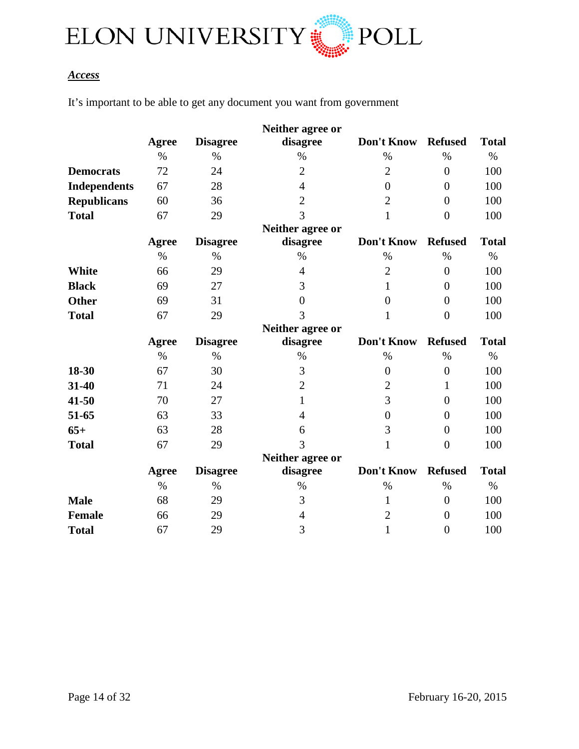***Access***

It's important to be able to get any document you want from government

| | Agree | Disagree | Neither agree or disagree | Don't Know | Refused | Total |
|---|---|---|---|---|---|---|
| | % | % | % | % | % | % |
| **Democrats** | 72 | 24 | 2 | 2 | 0 | 100 |
| **Independents** | 67 | 28 | 4 | 0 | 0 | 100 |
| **Republicans** | 60 | 36 | 2 | 2 | 0 | 100 |
| **Total** | 67 | 29 | 3 | 1 | 0 | 100 |

| | Agree | Disagree | Neither agree or disagree | Don't Know | Refused | Total |
|---|---|---|---|---|---|---|
| | % | % | % | % | % | % |
| **White** | 66 | 29 | 4 | 2 | 0 | 100 |
| **Black** | 69 | 27 | 3 | 1 | 0 | 100 |
| **Other** | 69 | 31 | 0 | 0 | 0 | 100 |
| **Total** | 67 | 29 | 3 | 1 | 0 | 100 |

| | Agree | Disagree | Neither agree or disagree | Don't Know | Refused | Total |
|---|---|---|---|---|---|---|
| | % | % | % | % | % | % |
| **18-30** | 67 | 30 | 3 | 0 | 0 | 100 |
| **31-40** | 71 | 24 | 2 | 2 | 1 | 100 |
| **41-50** | 70 | 27 | 1 | 3 | 0 | 100 |
| **51-65** | 63 | 33 | 4 | 0 | 0 | 100 |
| **65+** | 63 | 28 | 6 | 3 | 0 | 100 |
| **Total** | 67 | 29 | 3 | 1 | 0 | 100 |

| | Agree | Disagree | Neither agree or disagree | Don't Know | Refused | Total |
|---|---|---|---|---|---|---|
| | % | % | % | % | % | % |
| **Male** | 68 | 29 | 3 | 1 | 0 | 100 |
| **Female** | 66 | 29 | 4 | 2 | 0 | 100 |
| **Total** | 67 | 29 | 3 | 1 | 0 | 100 |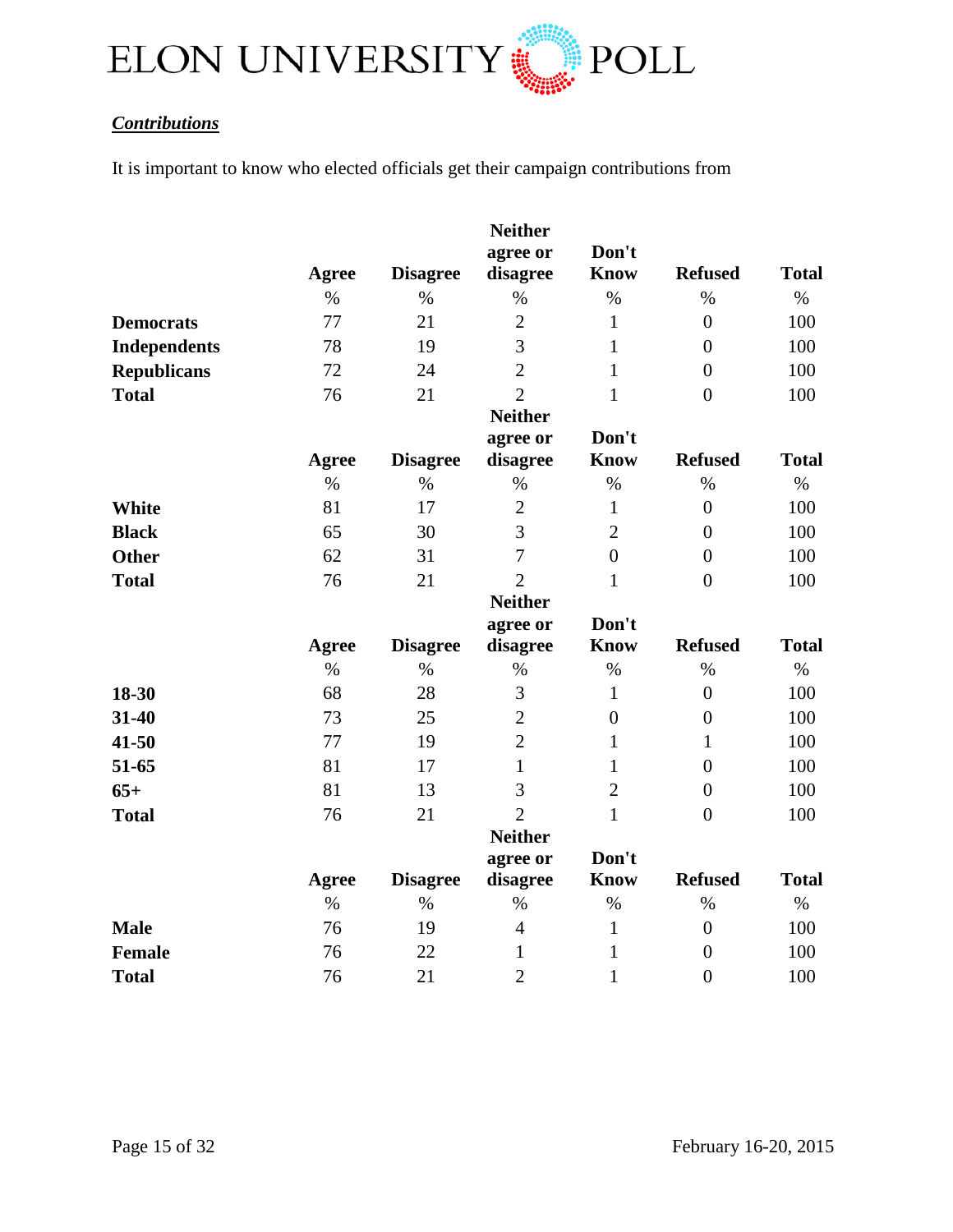***Contributions***

It is important to know who elected officials get their campaign contributions from

| | Agree | Disagree | Neither agree or disagree | Don't Know | Refused | Total |
|---|---|---|---|---|---|---|
| | % | % | % | % | % | % |
| **Democrats** | 77 | 21 | 2 | 1 | 0 | 100 |
| **Independents** | 78 | 19 | 3 | 1 | 0 | 100 |
| **Republicans** | 72 | 24 | 2 | 1 | 0 | 100 |
| **Total** | 76 | 21 | 2 | 1 | 0 | 100 |

| | Agree | Disagree | Neither agree or disagree | Don't Know | Refused | Total |
|---|---|---|---|---|---|---|
| | % | % | % | % | % | % |
| **White** | 81 | 17 | 2 | 1 | 0 | 100 |
| **Black** | 65 | 30 | 3 | 2 | 0 | 100 |
| **Other** | 62 | 31 | 7 | 0 | 0 | 100 |
| **Total** | 76 | 21 | 2 | 1 | 0 | 100 |

| | Agree | Disagree | Neither agree or disagree | Don't Know | Refused | Total |
|---|---|---|---|---|---|---|
| | % | % | % | % | % | % |
| **18-30** | 68 | 28 | 3 | 1 | 0 | 100 |
| **31-40** | 73 | 25 | 2 | 0 | 0 | 100 |
| **41-50** | 77 | 19 | 2 | 1 | 1 | 100 |
| **51-65** | 81 | 17 | 1 | 1 | 0 | 100 |
| **65+** | 81 | 13 | 3 | 2 | 0 | 100 |
| **Total** | 76 | 21 | 2 | 1 | 0 | 100 |

| | Agree | Disagree | Neither agree or disagree | Don't Know | Refused | Total |
|---|---|---|---|---|---|---|
| | % | % | % | % | % | % |
| **Male** | 76 | 19 | 4 | 1 | 0 | 100 |
| **Female** | 76 | 22 | 1 | 1 | 0 | 100 |
| **Total** | 76 | 21 | 2 | 1 | 0 | 100 |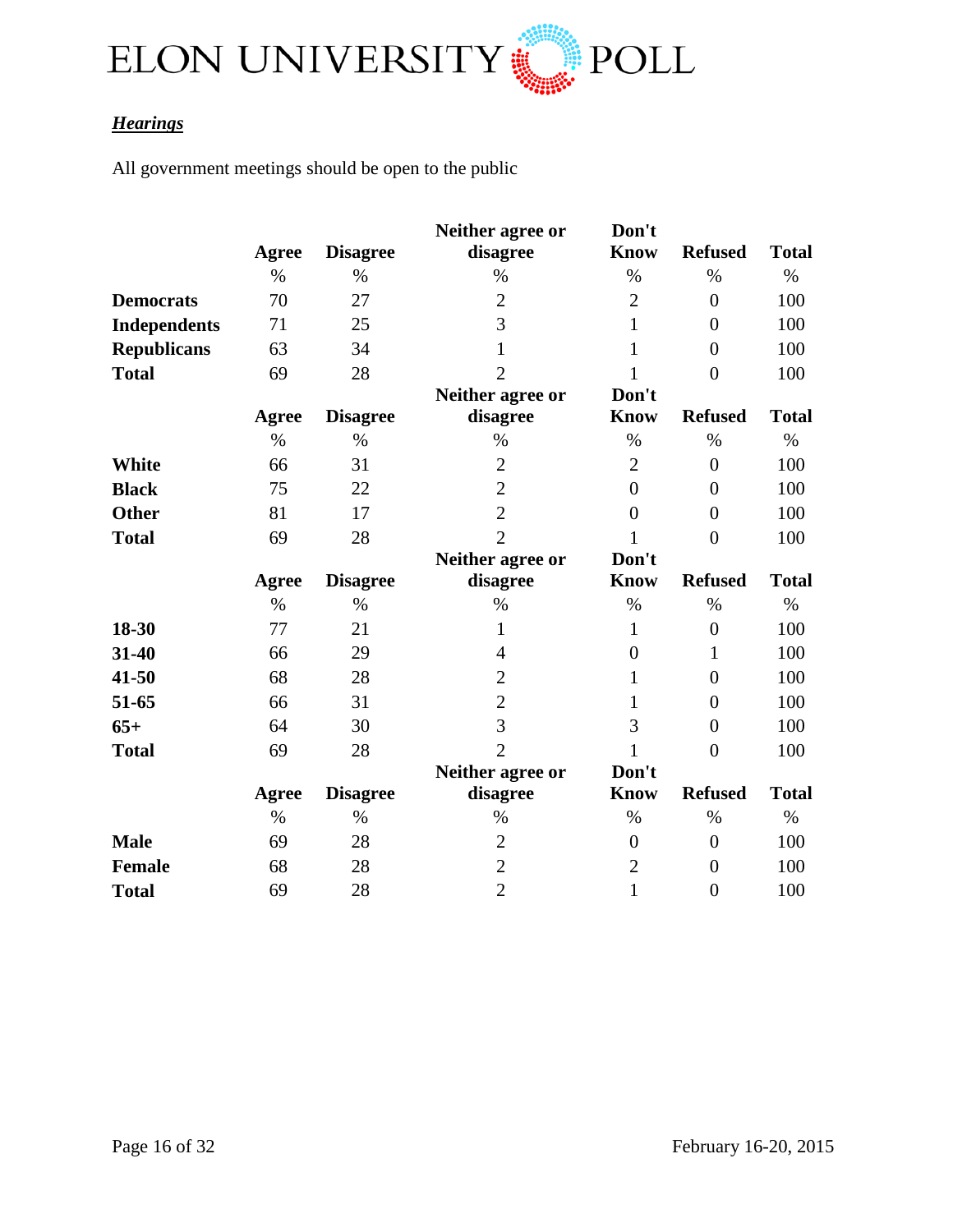***Hearings***

All government meetings should be open to the public

| | Agree | Disagree | Neither agree or disagree | Don't Know | Refused | Total |
|---|---|---|---|---|---|---|
| | % | % | % | % | % | % |
| **Democrats** | 70 | 27 | 2 | 2 | 0 | 100 |
| **Independents** | 71 | 25 | 3 | 1 | 0 | 100 |
| **Republicans** | 63 | 34 | 1 | 1 | 0 | 100 |
| **Total** | 69 | 28 | 2 | 1 | 0 | 100 |

| | Agree | Disagree | Neither agree or disagree | Don't Know | Refused | Total |
|---|---|---|---|---|---|---|
| | % | % | % | % | % | % |
| **White** | 66 | 31 | 2 | 2 | 0 | 100 |
| **Black** | 75 | 22 | 2 | 0 | 0 | 100 |
| **Other** | 81 | 17 | 2 | 0 | 0 | 100 |
| **Total** | 69 | 28 | 2 | 1 | 0 | 100 |

| | Agree | Disagree | Neither agree or disagree | Don't Know | Refused | Total |
|---|---|---|---|---|---|---|
| | % | % | % | % | % | % |
| **18-30** | 77 | 21 | 1 | 1 | 0 | 100 |
| **31-40** | 66 | 29 | 4 | 0 | 1 | 100 |
| **41-50** | 68 | 28 | 2 | 1 | 0 | 100 |
| **51-65** | 66 | 31 | 2 | 1 | 0 | 100 |
| **65+** | 64 | 30 | 3 | 3 | 0 | 100 |
| **Total** | 69 | 28 | 2 | 1 | 0 | 100 |

| | Agree | Disagree | Neither agree or disagree | Don't Know | Refused | Total |
|---|---|---|---|---|---|---|
| | % | % | % | % | % | % |
| **Male** | 69 | 28 | 2 | 0 | 0 | 100 |
| **Female** | 68 | 28 | 2 | 2 | 0 | 100 |
| **Total** | 69 | 28 | 2 | 1 | 0 | 100 |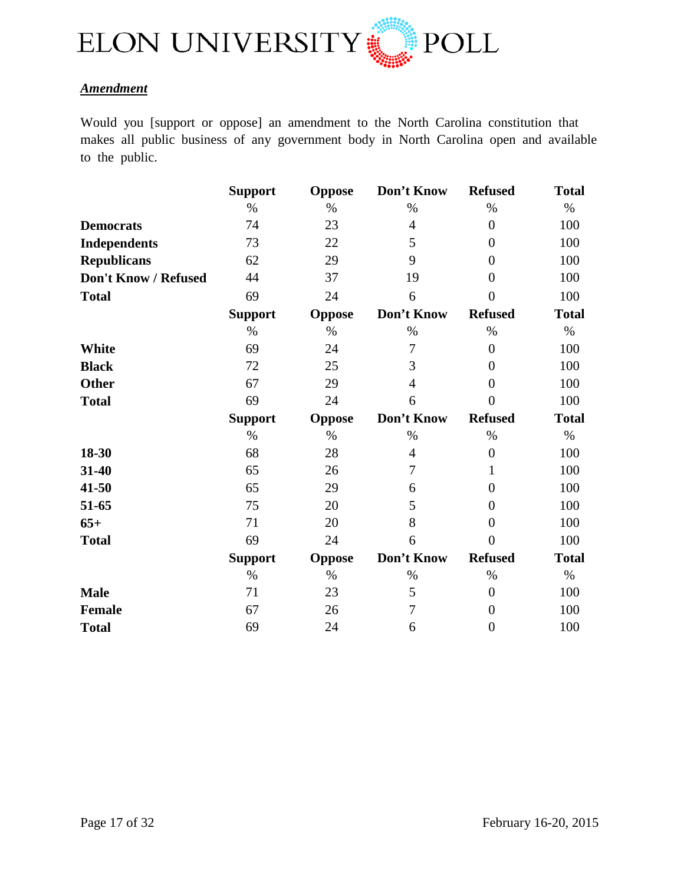***Amendment***

Would you [support or oppose] an amendment to the North Carolina constitution that makes all public business of any government body in North Carolina open and available to the public.

| | Support | Oppose | Don't Know | Refused | Total |
|---|---|---|---|---|---|
| | % | % | % | % | % |
| **Democrats** | 74 | 23 | 4 | 0 | 100 |
| **Independents** | 73 | 22 | 5 | 0 | 100 |
| **Republicans** | 62 | 29 | 9 | 0 | 100 |
| **Don't Know / Refused** | 44 | 37 | 19 | 0 | 100 |
| **Total** | 69 | 24 | 6 | 0 | 100 |
| | **Support** | **Oppose** | **Don't Know** | **Refused** | **Total** |
| | % | % | % | % | % |
| **White** | 69 | 24 | 7 | 0 | 100 |
| **Black** | 72 | 25 | 3 | 0 | 100 |
| **Other** | 67 | 29 | 4 | 0 | 100 |
| **Total** | 69 | 24 | 6 | 0 | 100 |
| | **Support** | **Oppose** | **Don't Know** | **Refused** | **Total** |
| | % | % | % | % | % |
| **18-30** | 68 | 28 | 4 | 0 | 100 |
| **31-40** | 65 | 26 | 7 | 1 | 100 |
| **41-50** | 65 | 29 | 6 | 0 | 100 |
| **51-65** | 75 | 20 | 5 | 0 | 100 |
| **65+** | 71 | 20 | 8 | 0 | 100 |
| **Total** | 69 | 24 | 6 | 0 | 100 |
| | **Support** | **Oppose** | **Don't Know** | **Refused** | **Total** |
| | % | % | % | % | % |
| **Male** | 71 | 23 | 5 | 0 | 100 |
| **Female** | 67 | 26 | 7 | 0 | 100 |
| **Total** | 69 | 24 | 6 | 0 | 100 |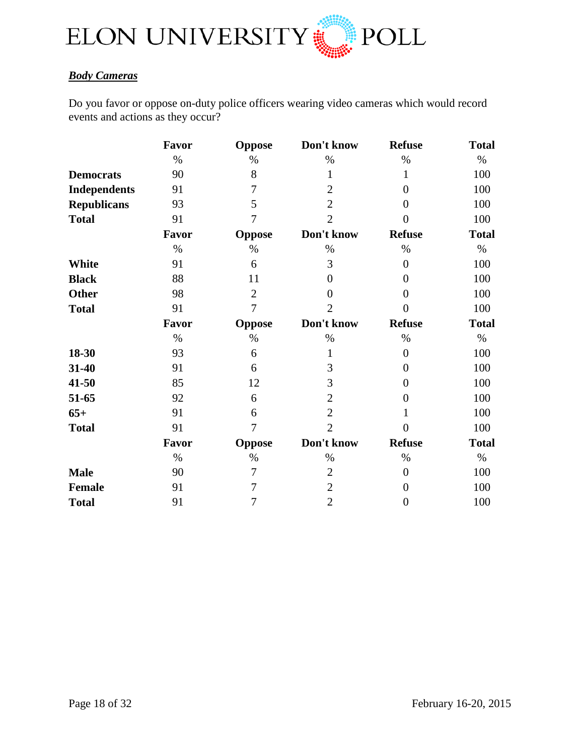ELON UNIVERSITY POLL

***Body Cameras***

Do you favor or oppose on-duty police officers wearing video cameras which would record events and actions as they occur?

| | Favor | Oppose | Don't know | Refuse | Total |
|---|---|---|---|---|---|
| | % | % | % | % | % |
| **Democrats** | 90 | 8 | 1 | 1 | 100 |
| **Independents** | 91 | 7 | 2 | 0 | 100 |
| **Republicans** | 93 | 5 | 2 | 0 | 100 |
| **Total** | 91 | 7 | 2 | 0 | 100 |
| | **Favor** | **Oppose** | **Don't know** | **Refuse** | **Total** |
| | % | % | % | % | % |
| **White** | 91 | 6 | 3 | 0 | 100 |
| **Black** | 88 | 11 | 0 | 0 | 100 |
| **Other** | 98 | 2 | 0 | 0 | 100 |
| **Total** | 91 | 7 | 2 | 0 | 100 |
| | **Favor** | **Oppose** | **Don't know** | **Refuse** | **Total** |
| | % | % | % | % | % |
| **18-30** | 93 | 6 | 1 | 0 | 100 |
| **31-40** | 91 | 6 | 3 | 0 | 100 |
| **41-50** | 85 | 12 | 3 | 0 | 100 |
| **51-65** | 92 | 6 | 2 | 0 | 100 |
| **65+** | 91 | 6 | 2 | 1 | 100 |
| **Total** | 91 | 7 | 2 | 0 | 100 |
| | **Favor** | **Oppose** | **Don't know** | **Refuse** | **Total** |
| | % | % | % | % | % |
| **Male** | 90 | 7 | 2 | 0 | 100 |
| **Female** | 91 | 7 | 2 | 0 | 100 |
| **Total** | 91 | 7 | 2 | 0 | 100 |

February 16-20, 2015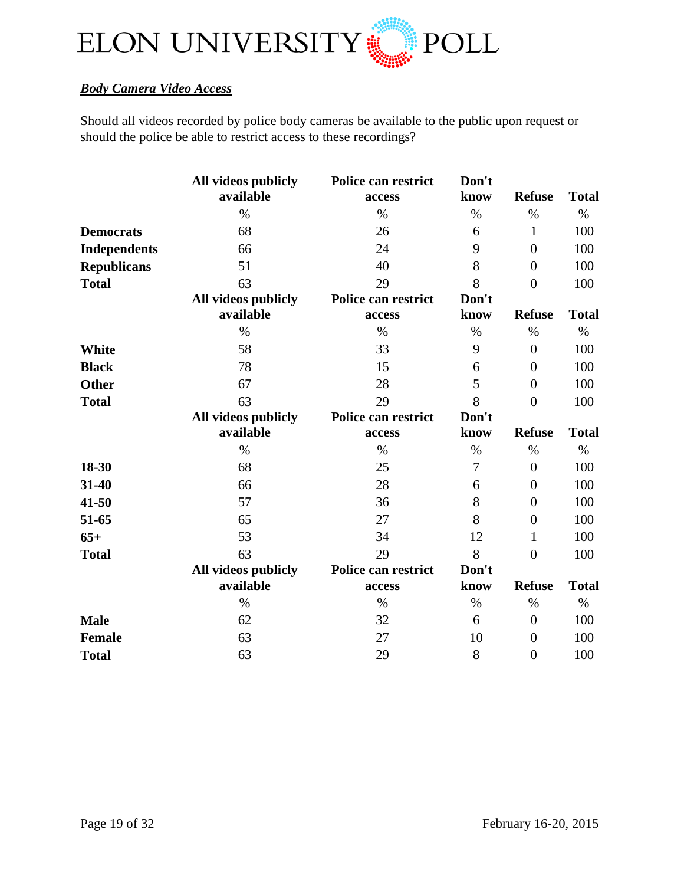***Body Camera Video Access***

Should all videos recorded by police body cameras be available to the public upon request or should the police be able to restrict access to these recordings?

| | All videos publicly available | Police can restrict access | Don't know | Refuse | Total |
|---|---|---|---|---|---|
| | % | % | % | % | % |
| **Democrats** | 68 | 26 | 6 | 1 | 100 |
| **Independents** | 66 | 24 | 9 | 0 | 100 |
| **Republicans** | 51 | 40 | 8 | 0 | 100 |
| **Total** | 63 | 29 | 8 | 0 | 100 |

| | All videos publicly available | Police can restrict access | Don't know | Refuse | Total |
|---|---|---|---|---|---|
| | % | % | % | % | % |
| **White** | 58 | 33 | 9 | 0 | 100 |
| **Black** | 78 | 15 | 6 | 0 | 100 |
| **Other** | 67 | 28 | 5 | 0 | 100 |
| **Total** | 63 | 29 | 8 | 0 | 100 |

| | All videos publicly available | Police can restrict access | Don't know | Refuse | Total |
|---|---|---|---|---|---|
| | % | % | % | % | % |
| **18-30** | 68 | 25 | 7 | 0 | 100 |
| **31-40** | 66 | 28 | 6 | 0 | 100 |
| **41-50** | 57 | 36 | 8 | 0 | 100 |
| **51-65** | 65 | 27 | 8 | 0 | 100 |
| **65+** | 53 | 34 | 12 | 1 | 100 |
| **Total** | 63 | 29 | 8 | 0 | 100 |

| | All videos publicly available | Police can restrict access | Don't know | Refuse | Total |
|---|---|---|---|---|---|
| | % | % | % | % | % |
| **Male** | 62 | 32 | 6 | 0 | 100 |
| **Female** | 63 | 27 | 10 | 0 | 100 |
| **Total** | 63 | 29 | 8 | 0 | 100 |

February 16-20, 2015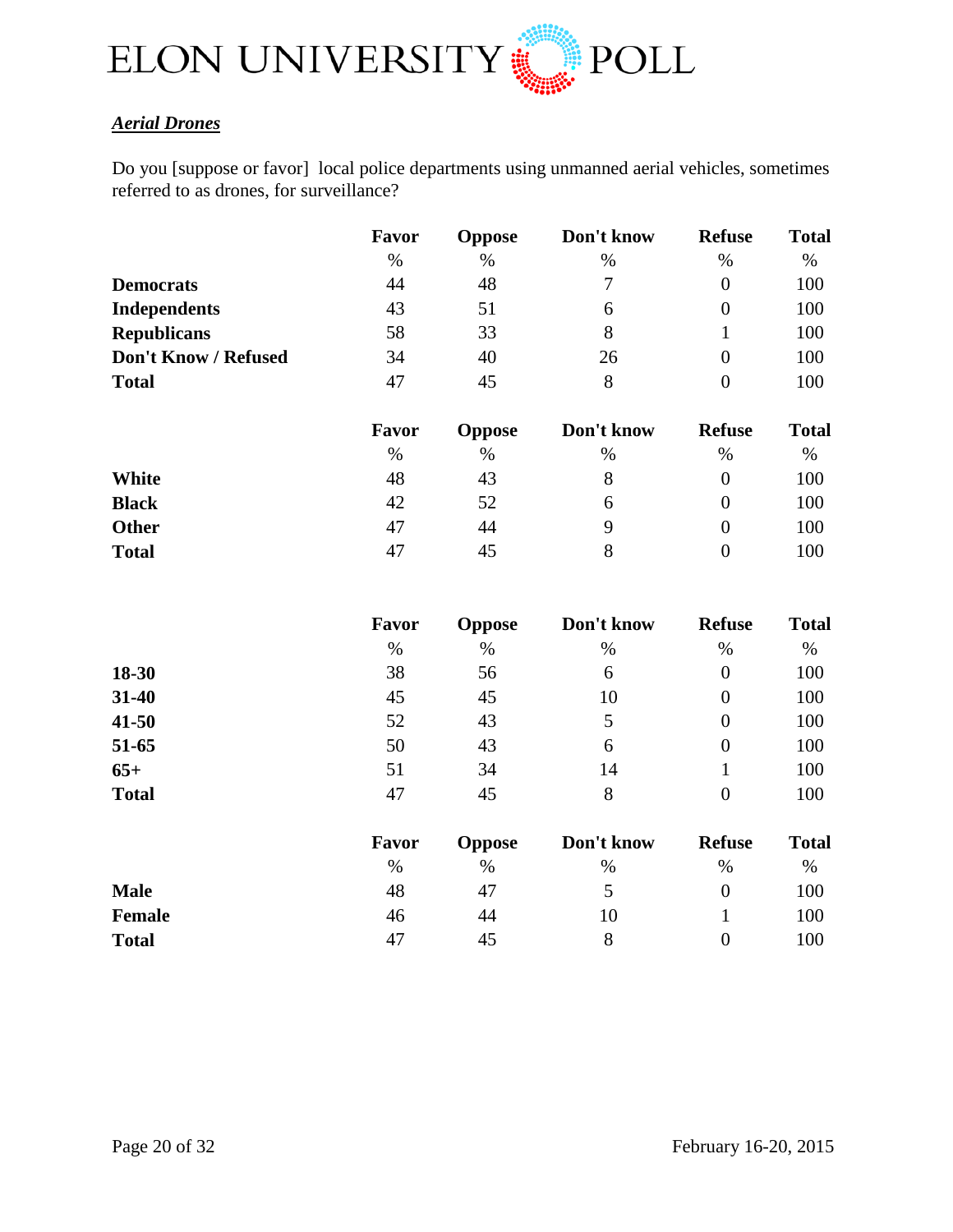***Aerial Drones***

Do you [suppose or favor]  local police departments using unmanned aerial vehicles, sometimes referred to as drones, for surveillance?

| | Favor | Oppose | Don't know | Refuse | Total |
|---|---|---|---|---|---|
| | % | % | % | % | % |
| **Democrats** | 44 | 48 | 7 | 0 | 100 |
| **Independents** | 43 | 51 | 6 | 0 | 100 |
| **Republicans** | 58 | 33 | 8 | 1 | 100 |
| **Don't Know / Refused** | 34 | 40 | 26 | 0 | 100 |
| **Total** | 47 | 45 | 8 | 0 | 100 |

| | Favor | Oppose | Don't know | Refuse | Total |
|---|---|---|---|---|---|
| | % | % | % | % | % |
| **White** | 48 | 43 | 8 | 0 | 100 |
| **Black** | 42 | 52 | 6 | 0 | 100 |
| **Other** | 47 | 44 | 9 | 0 | 100 |
| **Total** | 47 | 45 | 8 | 0 | 100 |

| | Favor | Oppose | Don't know | Refuse | Total |
|---|---|---|---|---|---|
| | % | % | % | % | % |
| **18-30** | 38 | 56 | 6 | 0 | 100 |
| **31-40** | 45 | 45 | 10 | 0 | 100 |
| **41-50** | 52 | 43 | 5 | 0 | 100 |
| **51-65** | 50 | 43 | 6 | 0 | 100 |
| **65+** | 51 | 34 | 14 | 1 | 100 |
| **Total** | 47 | 45 | 8 | 0 | 100 |

| | Favor | Oppose | Don't know | Refuse | Total |
|---|---|---|---|---|---|
| | % | % | % | % | % |
| **Male** | 48 | 47 | 5 | 0 | 100 |
| **Female** | 46 | 44 | 10 | 1 | 100 |
| **Total** | 47 | 45 | 8 | 0 | 100 |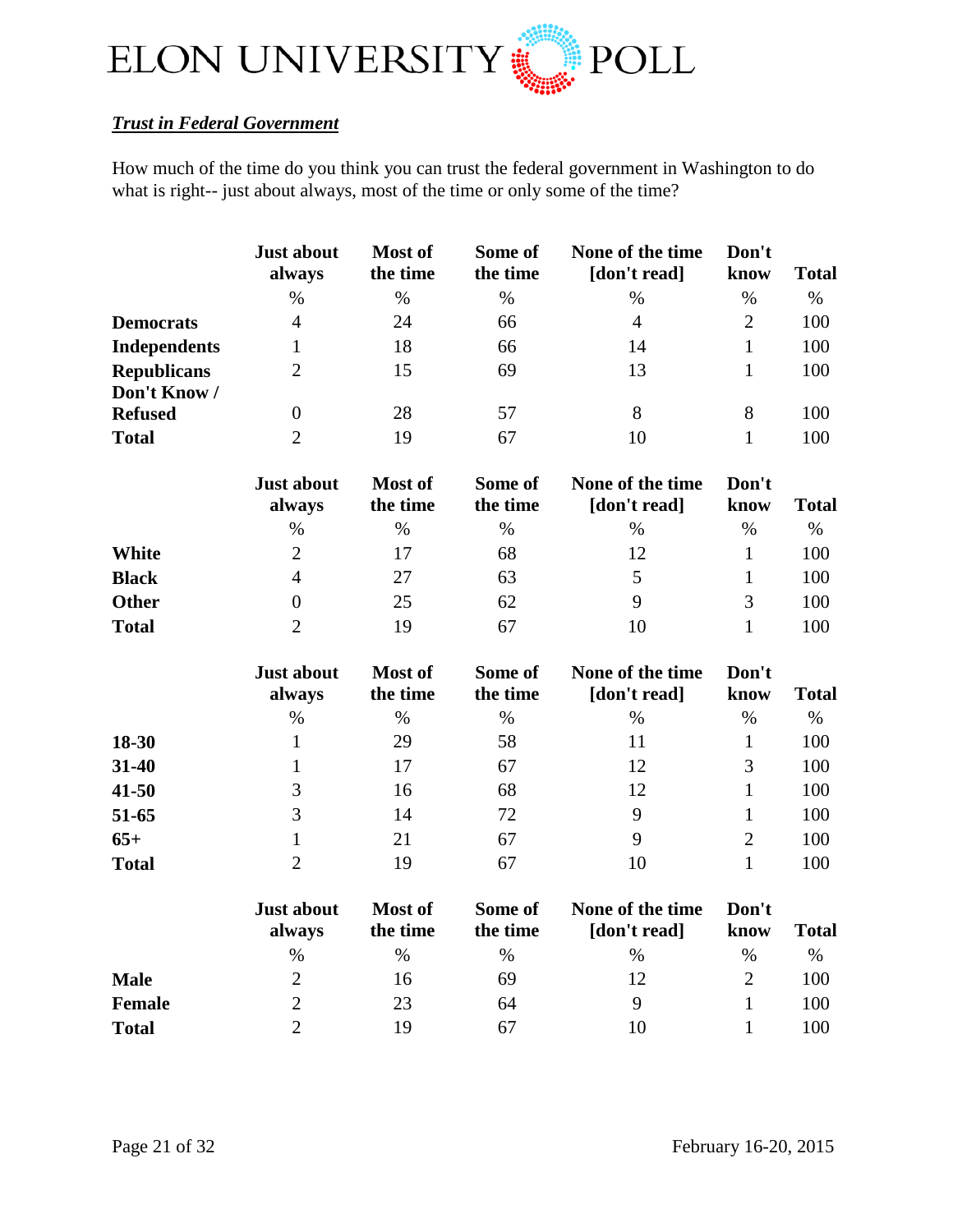***Trust in Federal Government***

How much of the time do you think you can trust the federal government in Washington to do what is right-- just about always, most of the time or only some of the time?

| | Just about always | Most of the time | Some of the time | None of the time [don't read] | Don't know | Total |
|---|---|---|---|---|---|---|
| | % | % | % | % | % | % |
| **Democrats** | 4 | 24 | 66 | 4 | 2 | 100 |
| **Independents** | 1 | 18 | 66 | 14 | 1 | 100 |
| **Republicans** | 2 | 15 | 69 | 13 | 1 | 100 |
| **Don't Know / Refused** | 0 | 28 | 57 | 8 | 8 | 100 |
| **Total** | 2 | 19 | 67 | 10 | 1 | 100 |

| | Just about always | Most of the time | Some of the time | None of the time [don't read] | Don't know | Total |
|---|---|---|---|---|---|---|
| | % | % | % | % | % | % |
| **White** | 2 | 17 | 68 | 12 | 1 | 100 |
| **Black** | 4 | 27 | 63 | 5 | 1 | 100 |
| **Other** | 0 | 25 | 62 | 9 | 3 | 100 |
| **Total** | 2 | 19 | 67 | 10 | 1 | 100 |

| | Just about always | Most of the time | Some of the time | None of the time [don't read] | Don't know | Total |
|---|---|---|---|---|---|---|
| | % | % | % | % | % | % |
| **18-30** | 1 | 29 | 58 | 11 | 1 | 100 |
| **31-40** | 1 | 17 | 67 | 12 | 3 | 100 |
| **41-50** | 3 | 16 | 68 | 12 | 1 | 100 |
| **51-65** | 3 | 14 | 72 | 9 | 1 | 100 |
| **65+** | 1 | 21 | 67 | 9 | 2 | 100 |
| **Total** | 2 | 19 | 67 | 10 | 1 | 100 |

| | Just about always | Most of the time | Some of the time | None of the time [don't read] | Don't know | Total |
|---|---|---|---|---|---|---|
| | % | % | % | % | % | % |
| **Male** | 2 | 16 | 69 | 12 | 2 | 100 |
| **Female** | 2 | 23 | 64 | 9 | 1 | 100 |
| **Total** | 2 | 19 | 67 | 10 | 1 | 100 |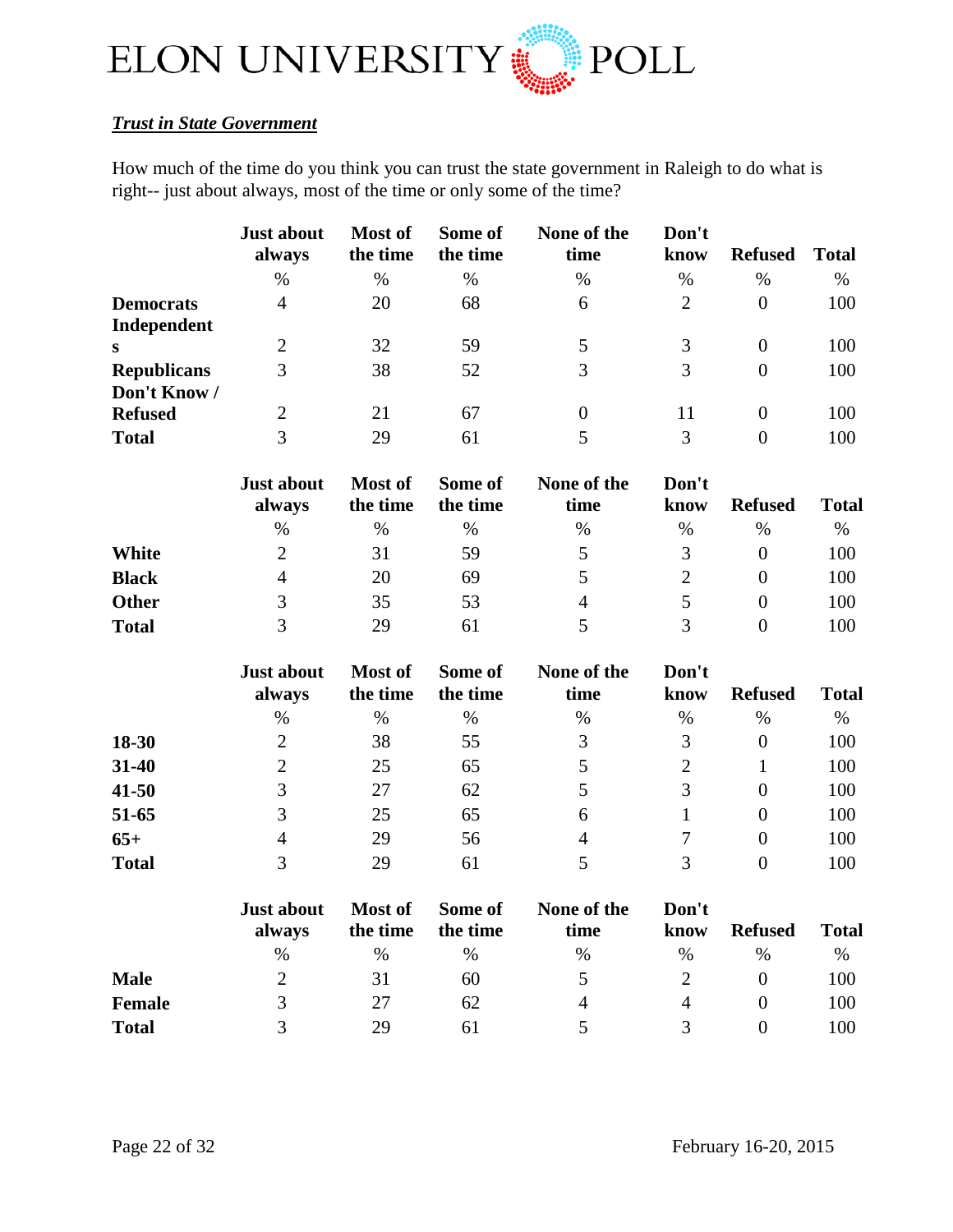***Trust in State Government***

How much of the time do you think you can trust the state government in Raleigh to do what is right-- just about always, most of the time or only some of the time?

| | Just about always | Most of the time | Some of the time | None of the time | Don't know | Refused | Total |
|---|---|---|---|---|---|---|---|
| | % | % | % | % | % | % | % |
| **Democrats** | 4 | 20 | 68 | 6 | 2 | 0 | 100 |
| **Independents** | 2 | 32 | 59 | 5 | 3 | 0 | 100 |
| **Republicans** | 3 | 38 | 52 | 3 | 3 | 0 | 100 |
| **Don't Know / Refused** | 2 | 21 | 67 | 0 | 11 | 0 | 100 |
| **Total** | 3 | 29 | 61 | 5 | 3 | 0 | 100 |

| | Just about always | Most of the time | Some of the time | None of the time | Don't know | Refused | Total |
|---|---|---|---|---|---|---|---|
| | % | % | % | % | % | % | % |
| **White** | 2 | 31 | 59 | 5 | 3 | 0 | 100 |
| **Black** | 4 | 20 | 69 | 5 | 2 | 0 | 100 |
| **Other** | 3 | 35 | 53 | 4 | 5 | 0 | 100 |
| **Total** | 3 | 29 | 61 | 5 | 3 | 0 | 100 |

| | Just about always | Most of the time | Some of the time | None of the time | Don't know | Refused | Total |
|---|---|---|---|---|---|---|---|
| | % | % | % | % | % | % | % |
| **18-30** | 2 | 38 | 55 | 3 | 3 | 0 | 100 |
| **31-40** | 2 | 25 | 65 | 5 | 2 | 1 | 100 |
| **41-50** | 3 | 27 | 62 | 5 | 3 | 0 | 100 |
| **51-65** | 3 | 25 | 65 | 6 | 1 | 0 | 100 |
| **65+** | 4 | 29 | 56 | 4 | 7 | 0 | 100 |
| **Total** | 3 | 29 | 61 | 5 | 3 | 0 | 100 |

| | Just about always | Most of the time | Some of the time | None of the time | Don't know | Refused | Total |
|---|---|---|---|---|---|---|---|
| | % | % | % | % | % | % | % |
| **Male** | 2 | 31 | 60 | 5 | 2 | 0 | 100 |
| **Female** | 3 | 27 | 62 | 4 | 4 | 0 | 100 |
| **Total** | 3 | 29 | 61 | 5 | 3 | 0 | 100 |

February 16-20, 2015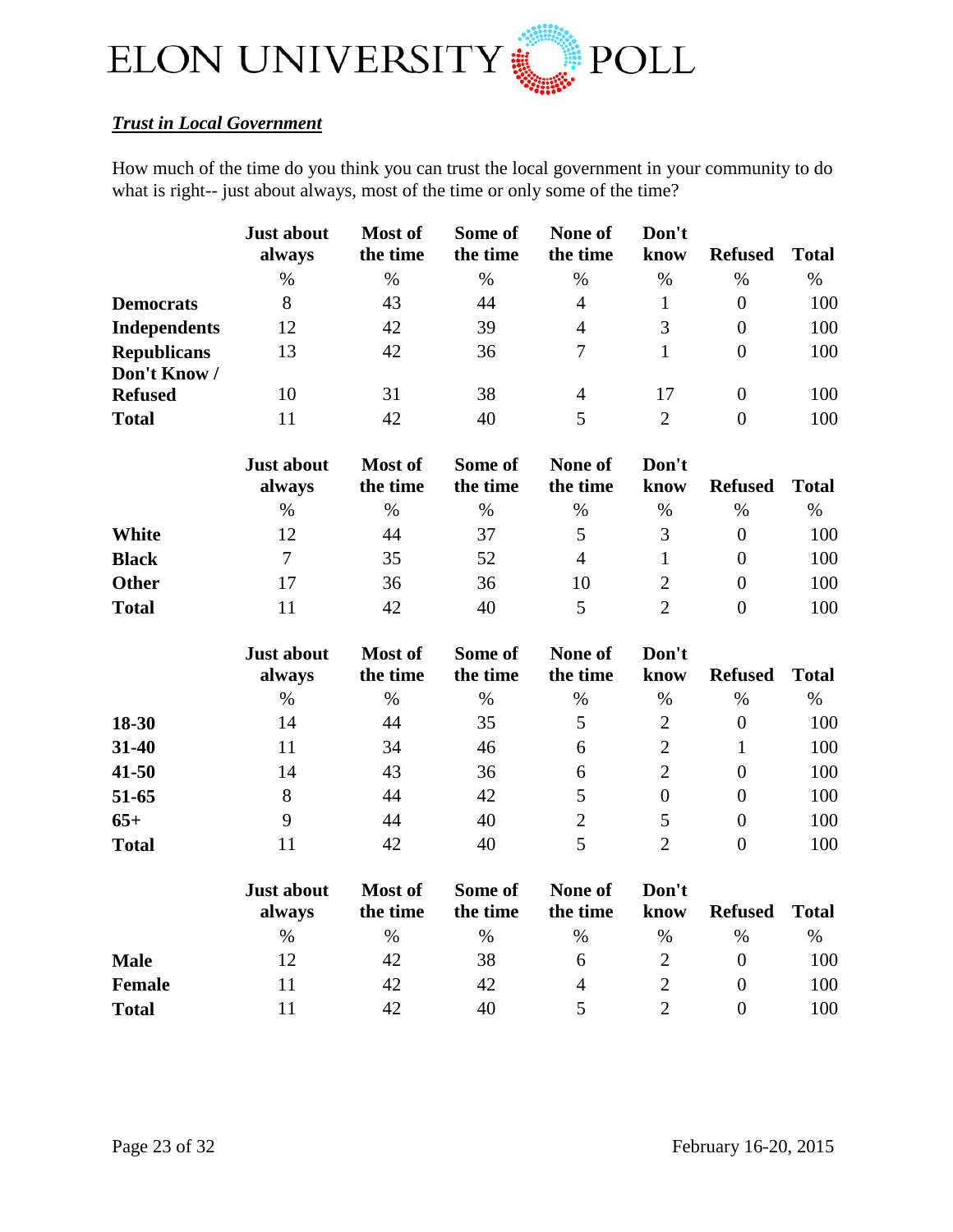***Trust in Local Government***

How much of the time do you think you can trust the local government in your community to do what is right-- just about always, most of the time or only some of the time?

| | Just about always | Most of the time | Some of the time | None of the time | Don't know | Refused | Total |
|---|---|---|---|---|---|---|---|
| | % | % | % | % | % | % | % |
| **Democrats** | 8 | 43 | 44 | 4 | 1 | 0 | 100 |
| **Independents** | 12 | 42 | 39 | 4 | 3 | 0 | 100 |
| **Republicans** | 13 | 42 | 36 | 7 | 1 | 0 | 100 |
| **Don't Know / Refused** | 10 | 31 | 38 | 4 | 17 | 0 | 100 |
| **Total** | 11 | 42 | 40 | 5 | 2 | 0 | 100 |

| | Just about always | Most of the time | Some of the time | None of the time | Don't know | Refused | Total |
|---|---|---|---|---|---|---|---|
| | % | % | % | % | % | % | % |
| **White** | 12 | 44 | 37 | 5 | 3 | 0 | 100 |
| **Black** | 7 | 35 | 52 | 4 | 1 | 0 | 100 |
| **Other** | 17 | 36 | 36 | 10 | 2 | 0 | 100 |
| **Total** | 11 | 42 | 40 | 5 | 2 | 0 | 100 |

| | Just about always | Most of the time | Some of the time | None of the time | Don't know | Refused | Total |
|---|---|---|---|---|---|---|---|
| | % | % | % | % | % | % | % |
| **18-30** | 14 | 44 | 35 | 5 | 2 | 0 | 100 |
| **31-40** | 11 | 34 | 46 | 6 | 2 | 1 | 100 |
| **41-50** | 14 | 43 | 36 | 6 | 2 | 0 | 100 |
| **51-65** | 8 | 44 | 42 | 5 | 0 | 0 | 100 |
| **65+** | 9 | 44 | 40 | 2 | 5 | 0 | 100 |
| **Total** | 11 | 42 | 40 | 5 | 2 | 0 | 100 |

| | Just about always | Most of the time | Some of the time | None of the time | Don't know | Refused | Total |
|---|---|---|---|---|---|---|---|
| | % | % | % | % | % | % | % |
| **Male** | 12 | 42 | 38 | 6 | 2 | 0 | 100 |
| **Female** | 11 | 42 | 42 | 4 | 2 | 0 | 100 |
| **Total** | 11 | 42 | 40 | 5 | 2 | 0 | 100 |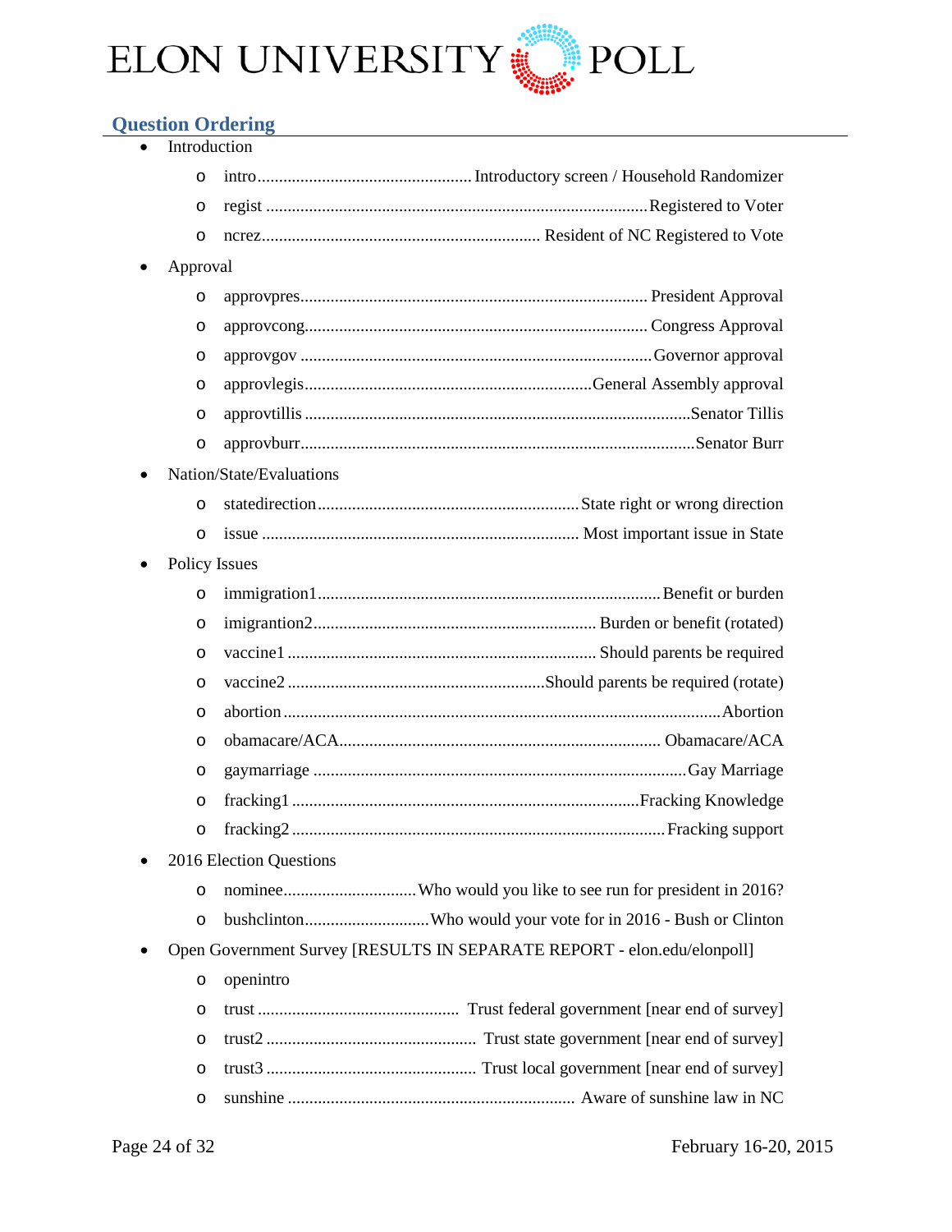## Question Ordering

- Introduction
  - intro................................................. Introductory screen / Household Randomizer
  - regist ........................................................................................ Registered to Voter
  - ncrez................................................................. Resident of NC Registered to Vote
- Approval
  - approvpres................................................................................. President Approval
  - approvcong............................................................................... Congress Approval
  - approvgov ................................................................................. Governor approval
  - approvlegis.................................................................. General Assembly approval
  - approvtillis ........................................................................................ Senator Tillis
  - approvburr........................................................................................... Senator Burr
- Nation/State/Evaluations
  - statedirection............................................................. State right or wrong direction
  - issue ......................................................................... Most important issue in State
- Policy Issues
  - immigration1................................................................................ Benefit or burden
  - imigrantion2................................................................. Burden or benefit (rotated)
  - vaccine1 ...................................................................... Should parents be required
  - vaccine2 .......................................................... Should parents be required (rotate)
  - abortion .................................................................................................... Abortion
  - obamacare/ACA......................................................................... Obamacare/ACA
  - gaymarriage ..................................................................................... Gay Marriage
  - fracking1 ................................................................................ Fracking Knowledge
  - fracking2 ...................................................................................... Fracking support
- 2016 Election Questions
  - nominee.............................. Who would you like to see run for president in 2016?
  - bushclinton............................ Who would your vote for in 2016 - Bush or Clinton
- Open Government Survey [RESULTS IN SEPARATE REPORT - elon.edu/elonpoll]
  - openintro
  - trust ............................................... Trust federal government [near end of survey]
  - trust2 ................................................. Trust state government [near end of survey]
  - trust3 ................................................. Trust local government [near end of survey]
  - sunshine .................................................................. Aware of sunshine law in NC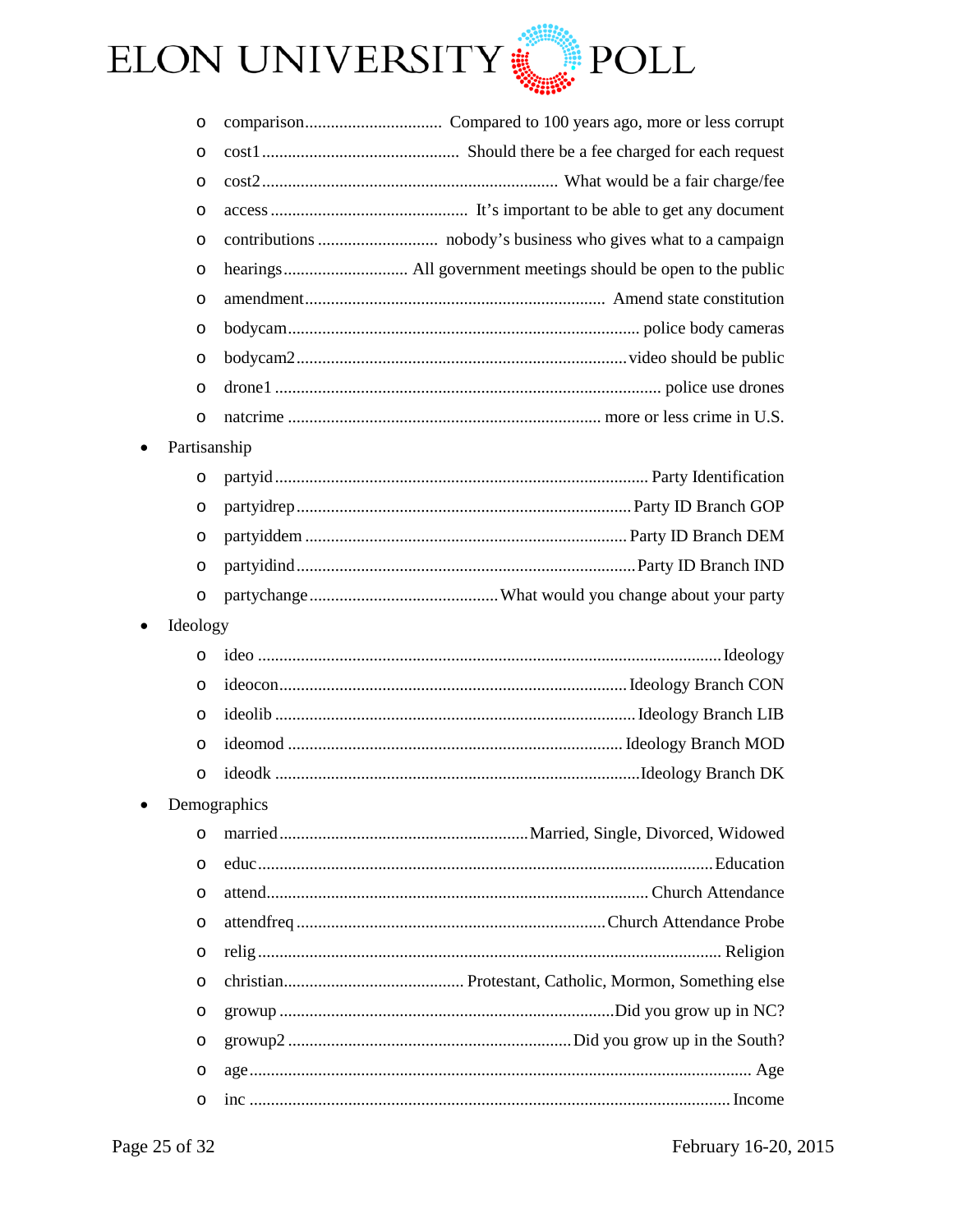- comparison................................ Compared to 100 years ago, more or less corrupt
- cost1.............................................. Should there be a fee charged for each request
- cost2..................................................................... What would be a fair charge/fee
- access.............................................. It's important to be able to get any document
- contributions ............................ nobody's business who gives what to a campaign
- hearings............................. All government meetings should be open to the public
- amendment..................................................................... Amend state constitution
- bodycam.................................................................................. police body cameras
- bodycam2.............................................................................video should be public
- drone1 ........................................................................................... police use drones
- natcrime ........................................................................ more or less crime in U.S.

- Partisanship
  - partyid ....................................................................................... Party Identification
  - partyidrep.............................................................................. Party ID Branch GOP
  - partyiddem ........................................................................... Party ID Branch DEM
  - partyidind................................................................................ Party ID Branch IND
  - partychange............................................ What would you change about your party
- Ideology
  - ideo ............................................................................................................ Ideology
  - ideocon.................................................................................. Ideology Branch CON
  - ideolib ...................................................................................... Ideology Branch LIB
  - ideomod ............................................................................... Ideology Branch MOD
  - ideodk ...................................................................................... Ideology Branch DK
- Demographics
  - married.......................................................... Married, Single, Divorced, Widowed
  - educ........................................................................................................... Education
  - attend.......................................................................................... Church Attendance
  - attendfreq ....................................................................... Church Attendance Probe
  - relig............................................................................................................. Religion
  - christian.......................................... Protestant, Catholic, Mormon, Something else
  - growup .............................................................................. Did you grow up in NC?
  - growup2 ................................................................ Did you grow up in the South?
  - age.................................................................................................................... Age
  - inc ................................................................................................................ Income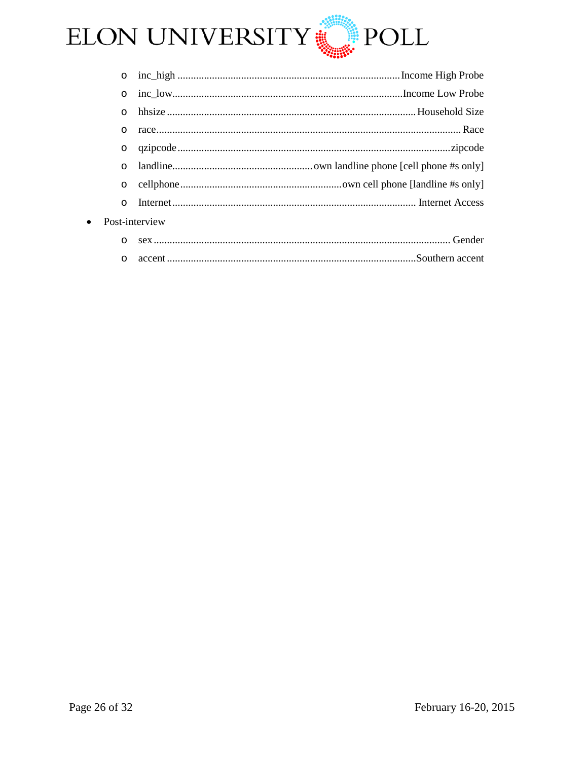- inc_high ........................................................................... Income High Probe
    - inc_low........................................................................... Income Low Probe
    - hhsize ........................................................................... Household Size
    - race........................................................................................... Race
    - qzipcode ........................................................................................ zipcode
    - landline.................................................... own landline phone [cell phone #s only]
    - cellphone............................................................ own cell phone [landline #s only]
    - Internet .......................................................................... Internet Access
- Post-interview
    - sex ................................................................................................ Gender
    - accent ........................................................................... Southern accent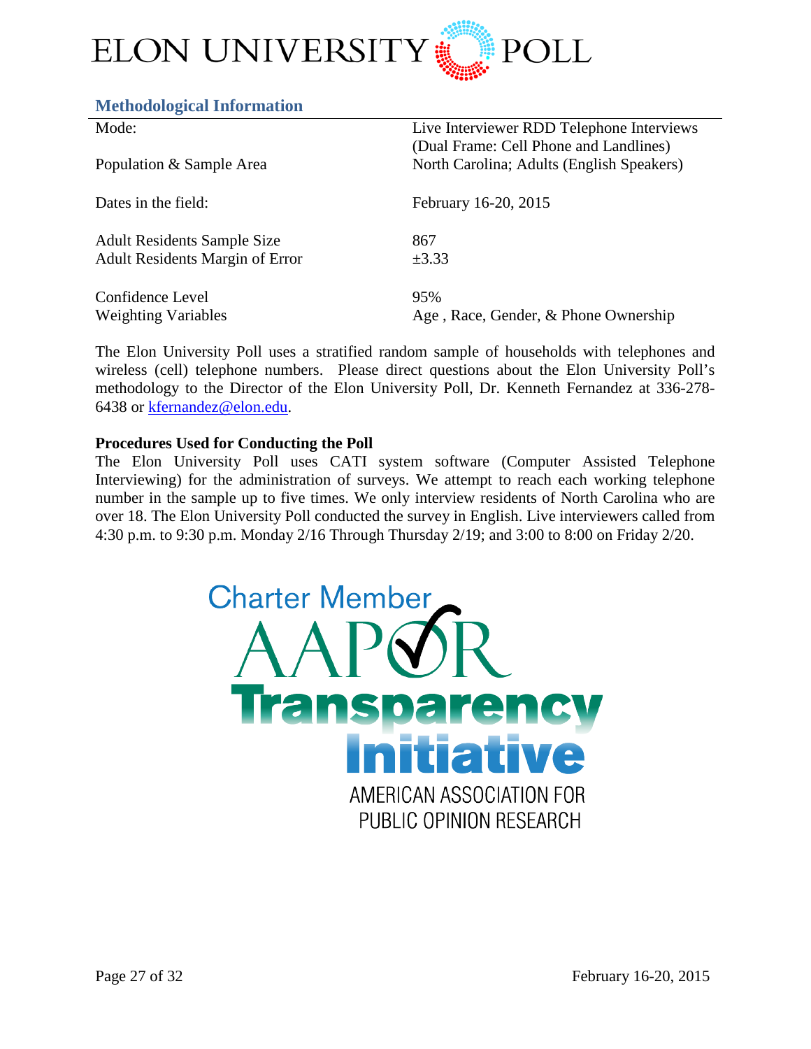## Methodological Information

| | |
|---|---|
| Mode: | Live Interviewer RDD Telephone Interviews (Dual Frame: Cell Phone and Landlines) |
| Population & Sample Area | North Carolina; Adults (English Speakers) |
| Dates in the field: | February 16-20, 2015 |
| Adult Residents Sample Size | 867 |
| Adult Residents Margin of Error | ±3.33 |
| Confidence Level | 95% |
| Weighting Variables | Age , Race, Gender, & Phone Ownership |

The Elon University Poll uses a stratified random sample of households with telephones and wireless (cell) telephone numbers. Please direct questions about the Elon University Poll's methodology to the Director of the Elon University Poll, Dr. Kenneth Fernandez at 336-278-6438 or kfernandez@elon.edu.

**Procedures Used for Conducting the Poll**

The Elon University Poll uses CATI system software (Computer Assisted Telephone Interviewing) for the administration of surveys. We attempt to reach each working telephone number in the sample up to five times. We only interview residents of North Carolina who are over 18. The Elon University Poll conducted the survey in English. Live interviewers called from 4:30 p.m. to 9:30 p.m. Monday 2/16 Through Thursday 2/19; and 3:00 to 8:00 on Friday 2/20.

Charter Member AAPOR Transparency Initiative

AMERICAN ASSOCIATION FOR PUBLIC OPINION RESEARCH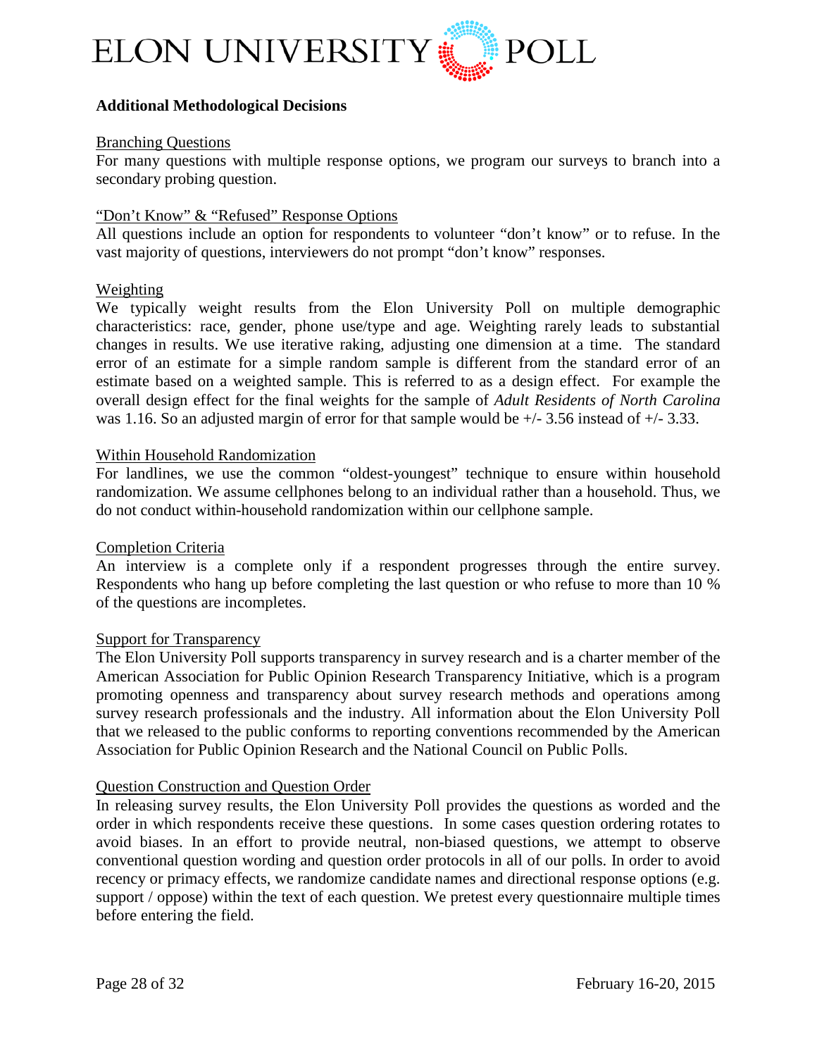## Additional Methodological Decisions

Branching Questions

For many questions with multiple response options, we program our surveys to branch into a secondary probing question.

"Don't Know" & "Refused" Response Options

All questions include an option for respondents to volunteer "don't know" or to refuse. In the vast majority of questions, interviewers do not prompt "don't know" responses.

Weighting

We typically weight results from the Elon University Poll on multiple demographic characteristics: race, gender, phone use/type and age. Weighting rarely leads to substantial changes in results. We use iterative raking, adjusting one dimension at a time. The standard error of an estimate for a simple random sample is different from the standard error of an estimate based on a weighted sample. This is referred to as a design effect. For example the overall design effect for the final weights for the sample of *Adult Residents of North Carolina* was 1.16. So an adjusted margin of error for that sample would be +/- 3.56 instead of +/- 3.33.

Within Household Randomization

For landlines, we use the common "oldest-youngest" technique to ensure within household randomization. We assume cellphones belong to an individual rather than a household. Thus, we do not conduct within-household randomization within our cellphone sample.

Completion Criteria

An interview is a complete only if a respondent progresses through the entire survey. Respondents who hang up before completing the last question or who refuse to more than 10 % of the questions are incompletes.

Support for Transparency

The Elon University Poll supports transparency in survey research and is a charter member of the American Association for Public Opinion Research Transparency Initiative, which is a program promoting openness and transparency about survey research methods and operations among survey research professionals and the industry. All information about the Elon University Poll that we released to the public conforms to reporting conventions recommended by the American Association for Public Opinion Research and the National Council on Public Polls.

Question Construction and Question Order

In releasing survey results, the Elon University Poll provides the questions as worded and the order in which respondents receive these questions. In some cases question ordering rotates to avoid biases. In an effort to provide neutral, non-biased questions, we attempt to observe conventional question wording and question order protocols in all of our polls. In order to avoid recency or primacy effects, we randomize candidate names and directional response options (e.g. support / oppose) within the text of each question. We pretest every questionnaire multiple times before entering the field.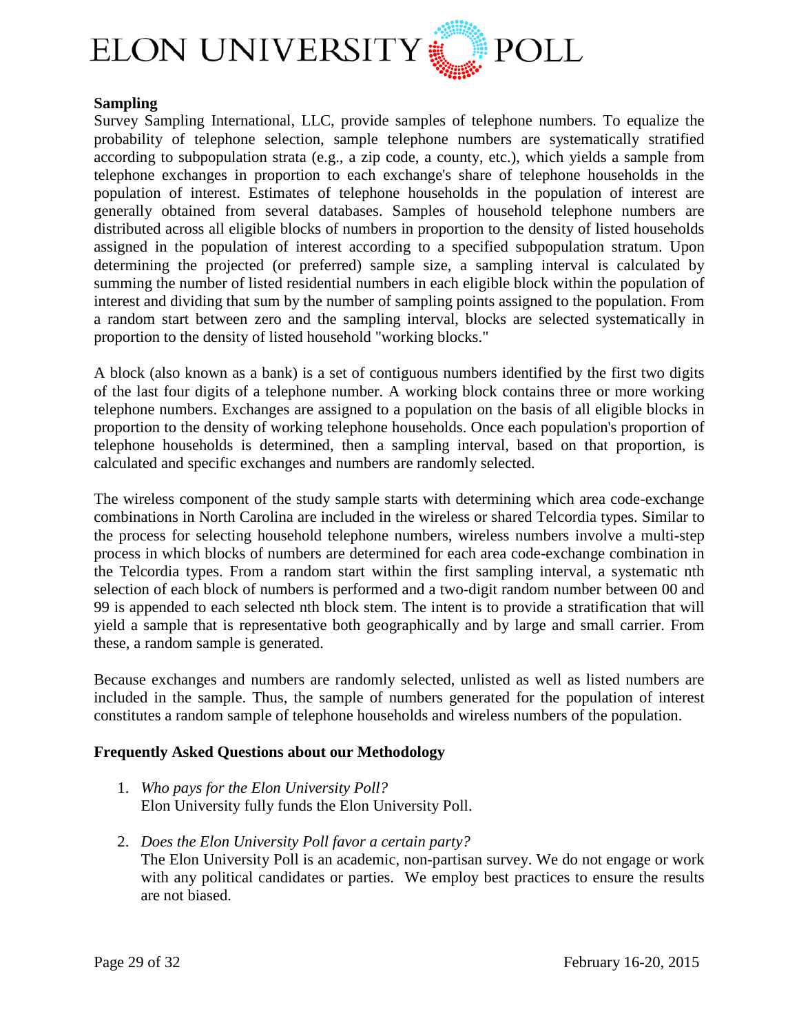**Sampling**

Survey Sampling International, LLC, provide samples of telephone numbers. To equalize the probability of telephone selection, sample telephone numbers are systematically stratified according to subpopulation strata (e.g., a zip code, a county, etc.), which yields a sample from telephone exchanges in proportion to each exchange's share of telephone households in the population of interest. Estimates of telephone households in the population of interest are generally obtained from several databases. Samples of household telephone numbers are distributed across all eligible blocks of numbers in proportion to the density of listed households assigned in the population of interest according to a specified subpopulation stratum. Upon determining the projected (or preferred) sample size, a sampling interval is calculated by summing the number of listed residential numbers in each eligible block within the population of interest and dividing that sum by the number of sampling points assigned to the population. From a random start between zero and the sampling interval, blocks are selected systematically in proportion to the density of listed household "working blocks."

A block (also known as a bank) is a set of contiguous numbers identified by the first two digits of the last four digits of a telephone number. A working block contains three or more working telephone numbers. Exchanges are assigned to a population on the basis of all eligible blocks in proportion to the density of working telephone households. Once each population's proportion of telephone households is determined, then a sampling interval, based on that proportion, is calculated and specific exchanges and numbers are randomly selected.

The wireless component of the study sample starts with determining which area code-exchange combinations in North Carolina are included in the wireless or shared Telcordia types. Similar to the process for selecting household telephone numbers, wireless numbers involve a multi-step process in which blocks of numbers are determined for each area code-exchange combination in the Telcordia types. From a random start within the first sampling interval, a systematic nth selection of each block of numbers is performed and a two-digit random number between 00 and 99 is appended to each selected nth block stem. The intent is to provide a stratification that will yield a sample that is representative both geographically and by large and small carrier. From these, a random sample is generated.

Because exchanges and numbers are randomly selected, unlisted as well as listed numbers are included in the sample. Thus, the sample of numbers generated for the population of interest constitutes a random sample of telephone households and wireless numbers of the population.

**Frequently Asked Questions about our Methodology**

1. *Who pays for the Elon University Poll?*
   Elon University fully funds the Elon University Poll.

2. *Does the Elon University Poll favor a certain party?*
   The Elon University Poll is an academic, non-partisan survey. We do not engage or work with any political candidates or parties. We employ best practices to ensure the results are not biased.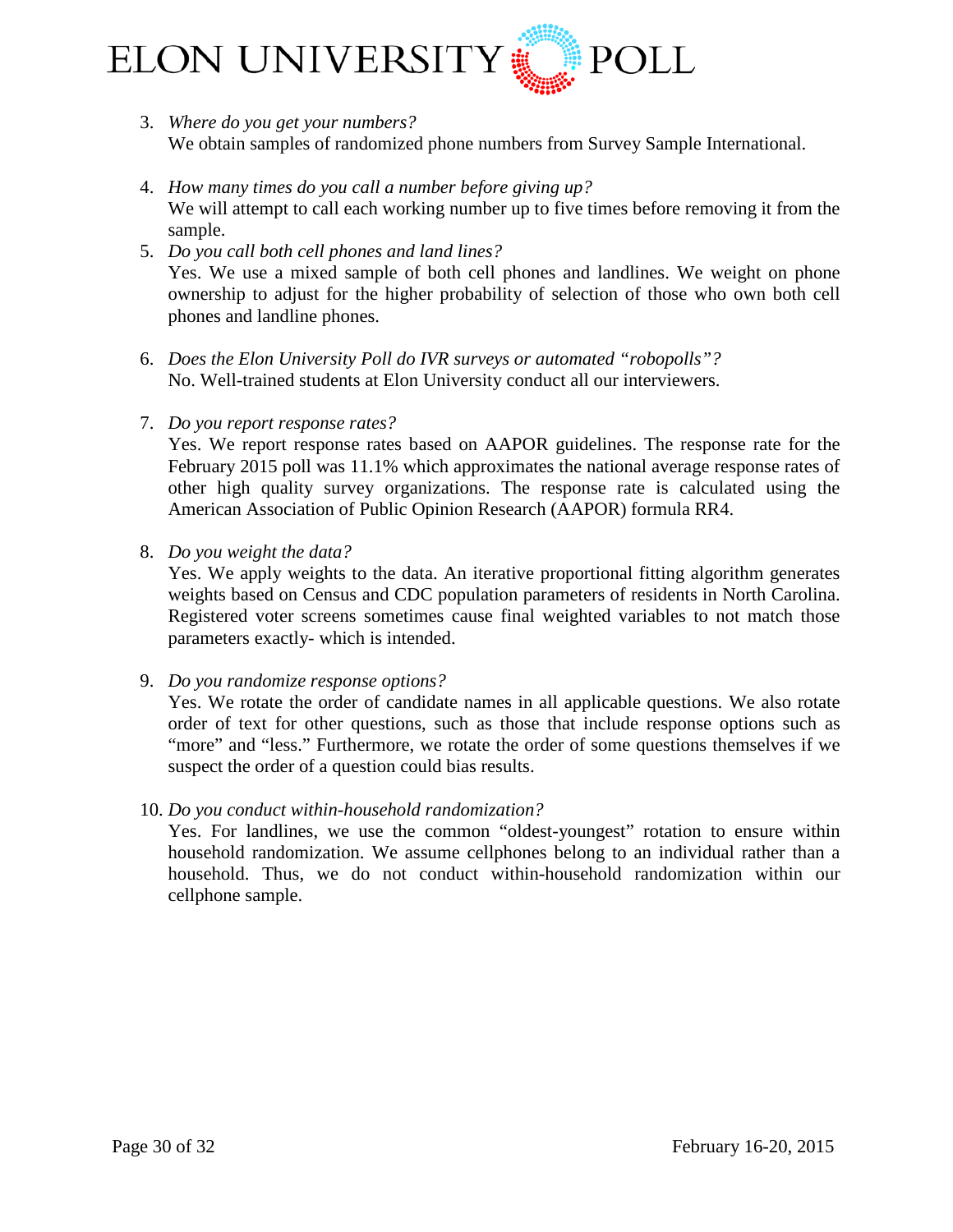3. *Where do you get your numbers?*
   We obtain samples of randomized phone numbers from Survey Sample International.

4. *How many times do you call a number before giving up?*
   We will attempt to call each working number up to five times before removing it from the sample.

5. *Do you call both cell phones and land lines?*
   Yes. We use a mixed sample of both cell phones and landlines. We weight on phone ownership to adjust for the higher probability of selection of those who own both cell phones and landline phones.

6. *Does the Elon University Poll do IVR surveys or automated "robopolls"?*
   No. Well-trained students at Elon University conduct all our interviewers.

7. *Do you report response rates?*
   Yes. We report response rates based on AAPOR guidelines. The response rate for the February 2015 poll was 11.1% which approximates the national average response rates of other high quality survey organizations. The response rate is calculated using the American Association of Public Opinion Research (AAPOR) formula RR4.

8. *Do you weight the data?*
   Yes. We apply weights to the data. An iterative proportional fitting algorithm generates weights based on Census and CDC population parameters of residents in North Carolina. Registered voter screens sometimes cause final weighted variables to not match those parameters exactly- which is intended.

9. *Do you randomize response options?*
   Yes. We rotate the order of candidate names in all applicable questions. We also rotate order of text for other questions, such as those that include response options such as "more" and "less." Furthermore, we rotate the order of some questions themselves if we suspect the order of a question could bias results.

10. *Do you conduct within-household randomization?*
    Yes. For landlines, we use the common "oldest-youngest" rotation to ensure within household randomization. We assume cellphones belong to an individual rather than a household. Thus, we do not conduct within-household randomization within our cellphone sample.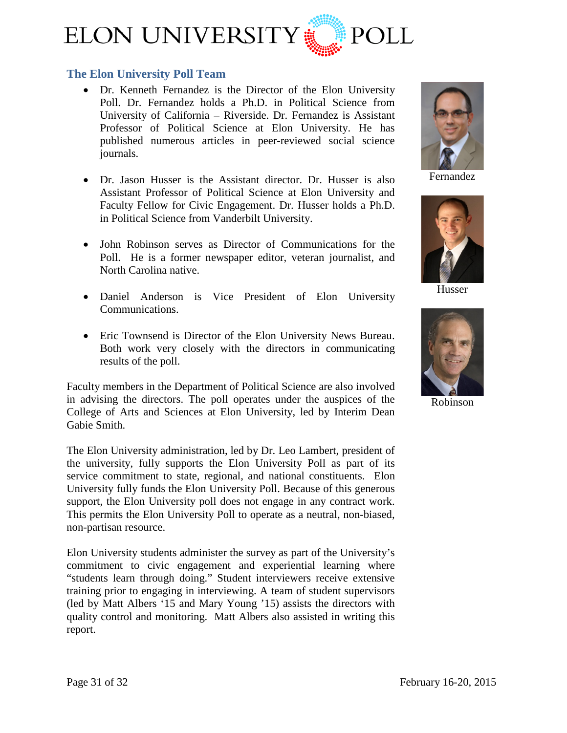## The Elon University Poll Team

- Dr. Kenneth Fernandez is the Director of the Elon University Poll. Dr. Fernandez holds a Ph.D. in Political Science from University of California – Riverside. Dr. Fernandez is Assistant Professor of Political Science at Elon University. He has published numerous articles in peer-reviewed social science journals.

- Dr. Jason Husser is the Assistant director. Dr. Husser is also Assistant Professor of Political Science at Elon University and Faculty Fellow for Civic Engagement. Dr. Husser holds a Ph.D. in Political Science from Vanderbilt University.

- John Robinson serves as Director of Communications for the Poll. He is a former newspaper editor, veteran journalist, and North Carolina native.

- Daniel Anderson is Vice President of Elon University Communications.

- Eric Townsend is Director of the Elon University News Bureau. Both work very closely with the directors in communicating results of the poll.

Fernandez

Husser

Robinson

Faculty members in the Department of Political Science are also involved in advising the directors. The poll operates under the auspices of the College of Arts and Sciences at Elon University, led by Interim Dean Gabie Smith.

The Elon University administration, led by Dr. Leo Lambert, president of the university, fully supports the Elon University Poll as part of its service commitment to state, regional, and national constituents. Elon University fully funds the Elon University Poll. Because of this generous support, the Elon University poll does not engage in any contract work. This permits the Elon University Poll to operate as a neutral, non-biased, non-partisan resource.

Elon University students administer the survey as part of the University's commitment to civic engagement and experiential learning where "students learn through doing." Student interviewers receive extensive training prior to engaging in interviewing. A team of student supervisors (led by Matt Albers '15 and Mary Young '15) assists the directors with quality control and monitoring. Matt Albers also assisted in writing this report.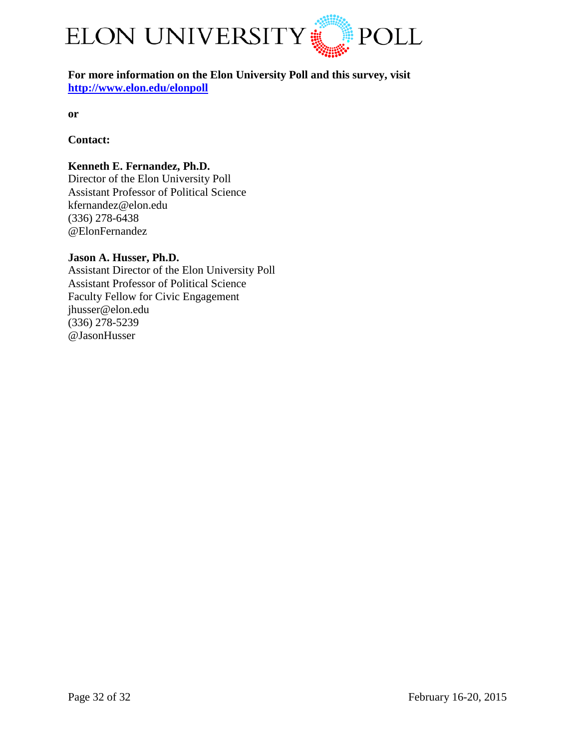# ELON UNIVERSITY POLL

**For more information on the Elon University Poll and this survey, visit [http://www.elon.edu/elonpoll](http://www.elon.edu/elonpoll)**

**or**

**Contact:**

**Kenneth E. Fernandez, Ph.D.**
Director of the Elon University Poll
Assistant Professor of Political Science
kfernandez@elon.edu
(336) 278-6438
@ElonFernandez

**Jason A. Husser, Ph.D.**
Assistant Director of the Elon University Poll
Assistant Professor of Political Science
Faculty Fellow for Civic Engagement
jhusser@elon.edu
(336) 278-5239
@JasonHusser